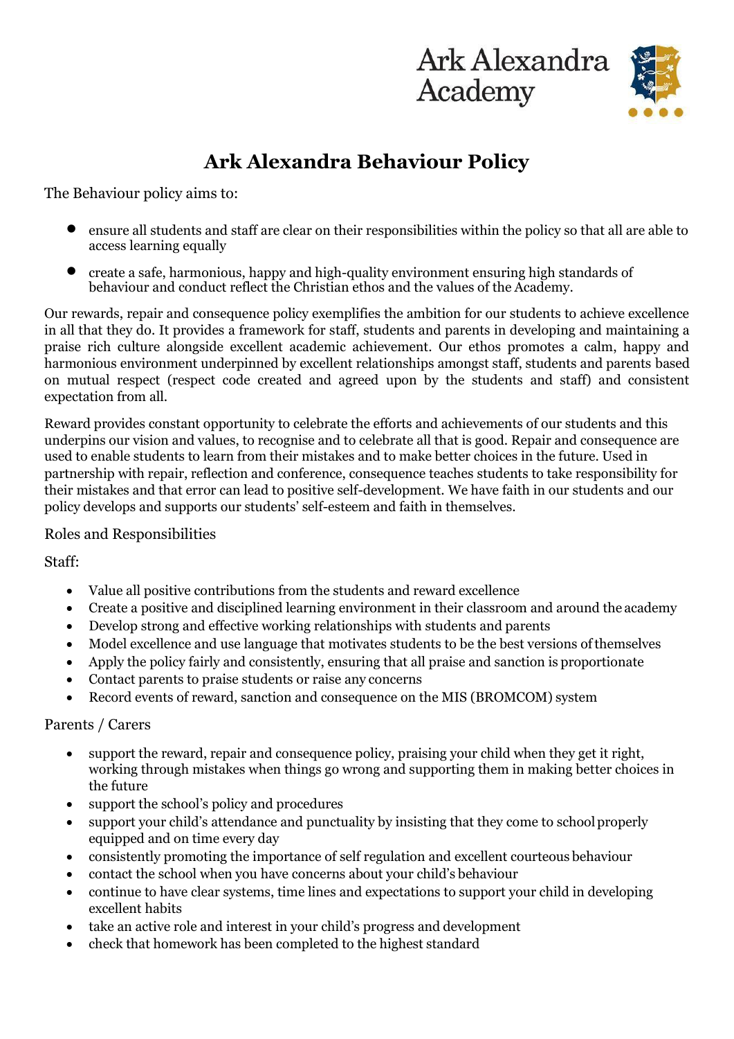Ark Alexandra Academy

# Ark Alexandra Behaviour Policy

The Behaviour policy aims to:

- ensure all students and staff are clear on their responsibilities within the policy so that all are able to access learning equally
- create a safe, harmonious, happy and high-quality environment ensuring high standards of behaviour and conduct reflect the Christian ethos and the values of the Academy.

Our rewards, repair and consequence policy exemplifies the ambition for our students to achieve excellence in all that they do. It provides a framework for staff, students and parents in developing and maintaining a praise rich culture alongside excellent academic achievement. Our ethos promotes a calm, happy and harmonious environment underpinned by excellent relationships amongst staff, students and parents based on mutual respect (respect code created and agreed upon by the students and staff) and consistent expectation from all.

Reward provides constant opportunity to celebrate the efforts and achievements of our students and this underpins our vision and values, to recognise and to celebrate all that is good. Repair and consequence are used to enable students to learn from their mistakes and to make better choices in the future. Used in partnership with repair, reflection and conference, consequence teaches students to take responsibility for their mistakes and that error can lead to positive self-development. We have faith in our students and our policy develops and supports our students' self-esteem and faith in themselves.

## Roles and Responsibilities

### Staff:

- Value all positive contributions from the students and reward excellence
- Create a positive and disciplined learning environment in their classroom and around the academy
- Develop strong and effective working relationships with students and parents
- Model excellence and use language that motivates students to be the best versions of themselves
- Apply the policy fairly and consistently, ensuring that all praise and sanction is proportionate
- Contact parents to praise students or raise any concerns
- Record events of reward, sanction and consequence on the MIS (BROMCOM) system

### Parents / Carers

- support the reward, repair and consequence policy, praising your child when they get it right, working through mistakes when things go wrong and supporting them in making better choices in the future
- support the school's policy and procedures
- support your child's attendance and punctuality by insisting that they come to school properly equipped and on time every day
- consistently promoting the importance of self regulation and excellent courteous behaviour
- contact the school when you have concerns about your child's behaviour
- continue to have clear systems, time lines and expectations to support your child in developing excellent habits
- take an active role and interest in your child's progress and development
- check that homework has been completed to the highest standard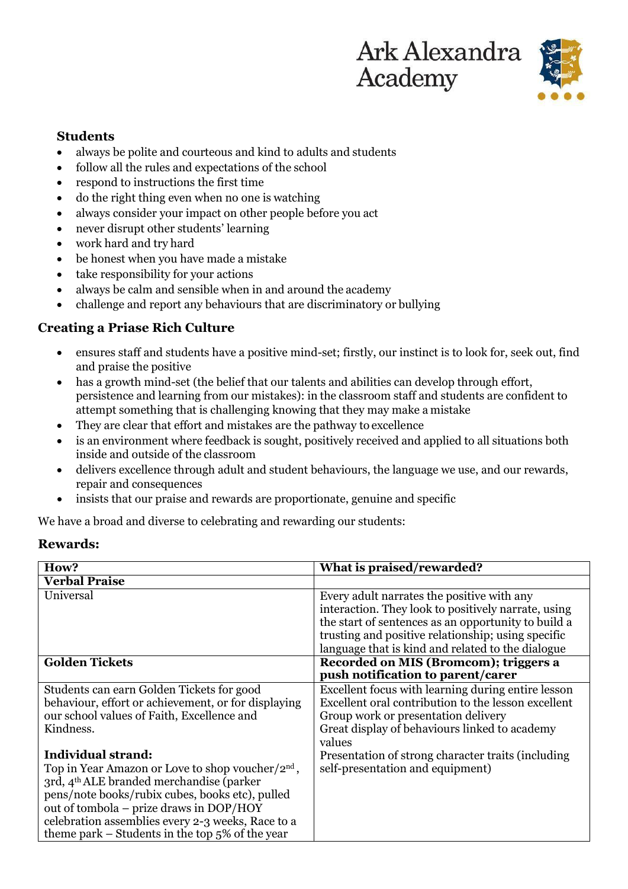### Students

- always be polite and courteous and kind to adults and students
- follow all the rules and expectations of the school
- respond to instructions the first time
- do the right thing even when no one is watching
- always consider your impact on other people before you act
- never disrupt other students' learning
- work hard and try hard
- be honest when you have made a mistake
- take responsibility for your actions
- always be calm and sensible when in and around the academy
- challenge and report any behaviours that are discriminatory or bullying

## Creating a Priase Rich Culture

- ensures staff and students have a positive mind-set; firstly, our instinct is to look for, seek out, find and praise the positive
- has a growth mind-set (the belief that our talents and abilities can develop through effort, persistence and learning from our mistakes): in the classroom staff and students are confident to attempt something that is challenging knowing that they may make a mistake
- They are clear that effort and mistakes are the pathway to excellence
- is an environment where feedback is sought, positively received and applied to all situations both inside and outside of the classroom
- delivers excellence through adult and student behaviours, the language we use, and our rewards, repair and consequences
- insists that our praise and rewards are proportionate, genuine and specific

We have a broad and diverse to celebrating and rewarding our students:

## Rewards:

| How? | What is praised/rewarded? |
|---|---|
| **Verbal Praise** | |
| Universal | Every adult narrates the positive with any interaction. They look to positively narrate, using the start of sentences as an opportunity to build a trusting and positive relationship; using specific language that is kind and related to the dialogue |
| **Golden Tickets** | **Recorded on MIS (Bromcom); triggers a push notification to parent/carer** |
| Students can earn Golden Tickets for good behaviour, effort or achievement, or for displaying our school values of Faith, Excellence and Kindness.<br><br>**Individual strand:**<br>Top in Year Amazon or Love to shop voucher/2nd, 3rd, 4th ALE branded merchandise (parker pens/note books/rubix cubes, books etc), pulled out of tombola – prize draws in DOP/HOY celebration assemblies every 2-3 weeks, Race to a theme park – Students in the top 5% of the year | Excellent focus with learning during entire lesson<br>Excellent oral contribution to the lesson excellent<br>Group work or presentation delivery<br>Great display of behaviours linked to academy values<br>Presentation of strong character traits (including self-presentation and equipment) |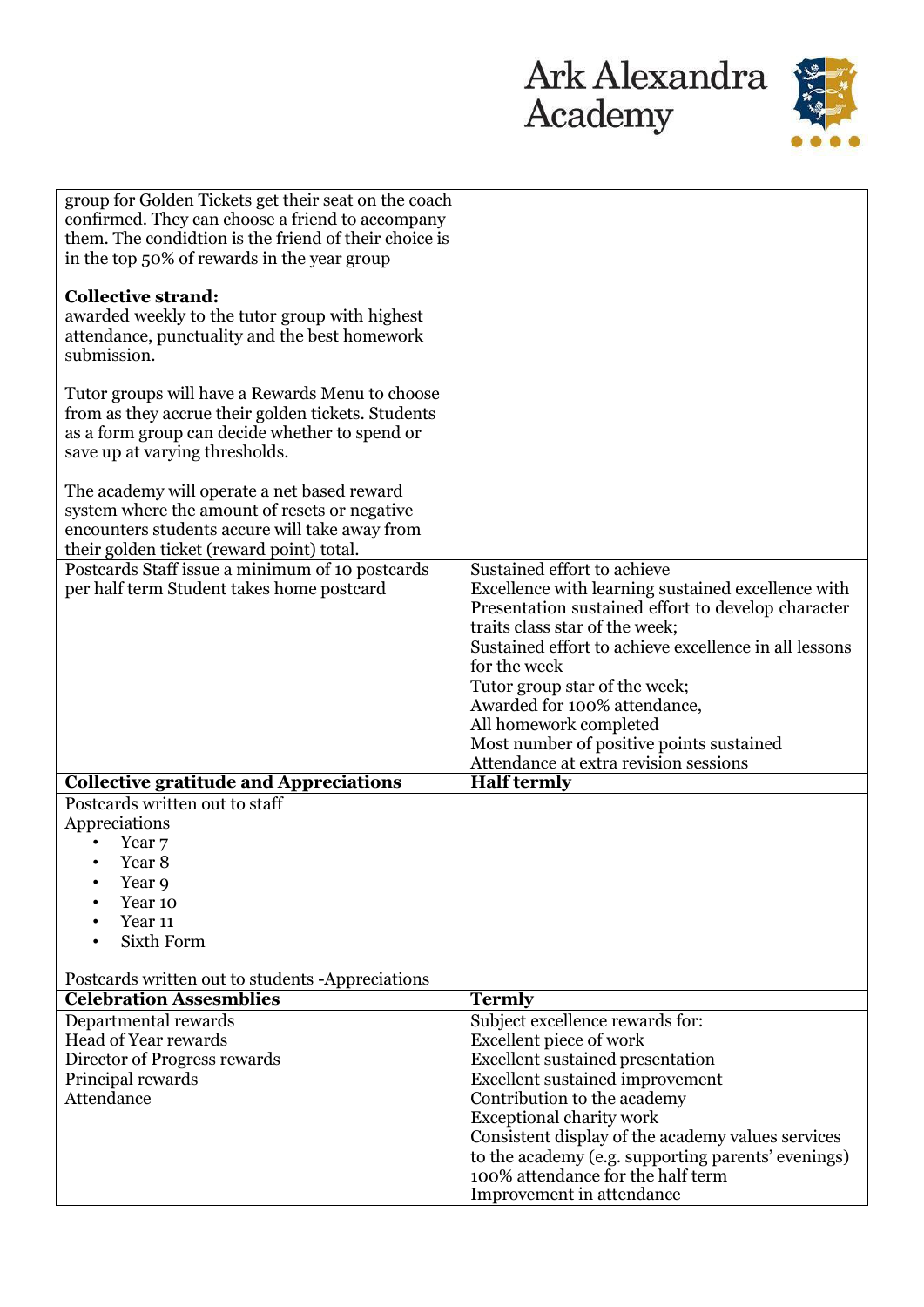| | |
|---|---|
| group for Golden Tickets get their seat on the coach confirmed. They can choose a friend to accompany them. The condidtion is the friend of their choice is in the top 50% of rewards in the year group<br><br>**Collective strand:**<br>awarded weekly to the tutor group with highest attendance, punctuality and the best homework submission.<br><br>Tutor groups will have a Rewards Menu to choose from as they accrue their golden tickets. Students as a form group can decide whether to spend or save up at varying thresholds.<br><br>The academy will operate a net based reward system where the amount of resets or negative encounters students accure will take away from their golden ticket (reward point) total. | |
| Postcards Staff issue a minimum of 10 postcards per half term Student takes home postcard | Sustained effort to achieve<br>Excellence with learning sustained excellence with Presentation sustained effort to develop character traits class star of the week;<br>Sustained effort to achieve excellence in all lessons for the week<br>Tutor group star of the week;<br>Awarded for 100% attendance,<br>All homework completed<br>Most number of positive points sustained<br>Attendance at extra revision sessions |
| **Collective gratitude and Appreciations** | **Half termly** |
| Postcards written out to staff<br>Appreciations<br>• Year 7<br>• Year 8<br>• Year 9<br>• Year 10<br>• Year 11<br>• Sixth Form<br><br>Postcards written out to students -Appreciations | |
| **Celebration Assesmblies** | **Termly** |
| Departmental rewards<br>Head of Year rewards<br>Director of Progress rewards<br>Principal rewards<br>Attendance | Subject excellence rewards for:<br>Excellent piece of work<br>Excellent sustained presentation<br>Excellent sustained improvement<br>Contribution to the academy<br>Exceptional charity work<br>Consistent display of the academy values services to the academy (e.g. supporting parents' evenings)<br>100% attendance for the half term<br>Improvement in attendance |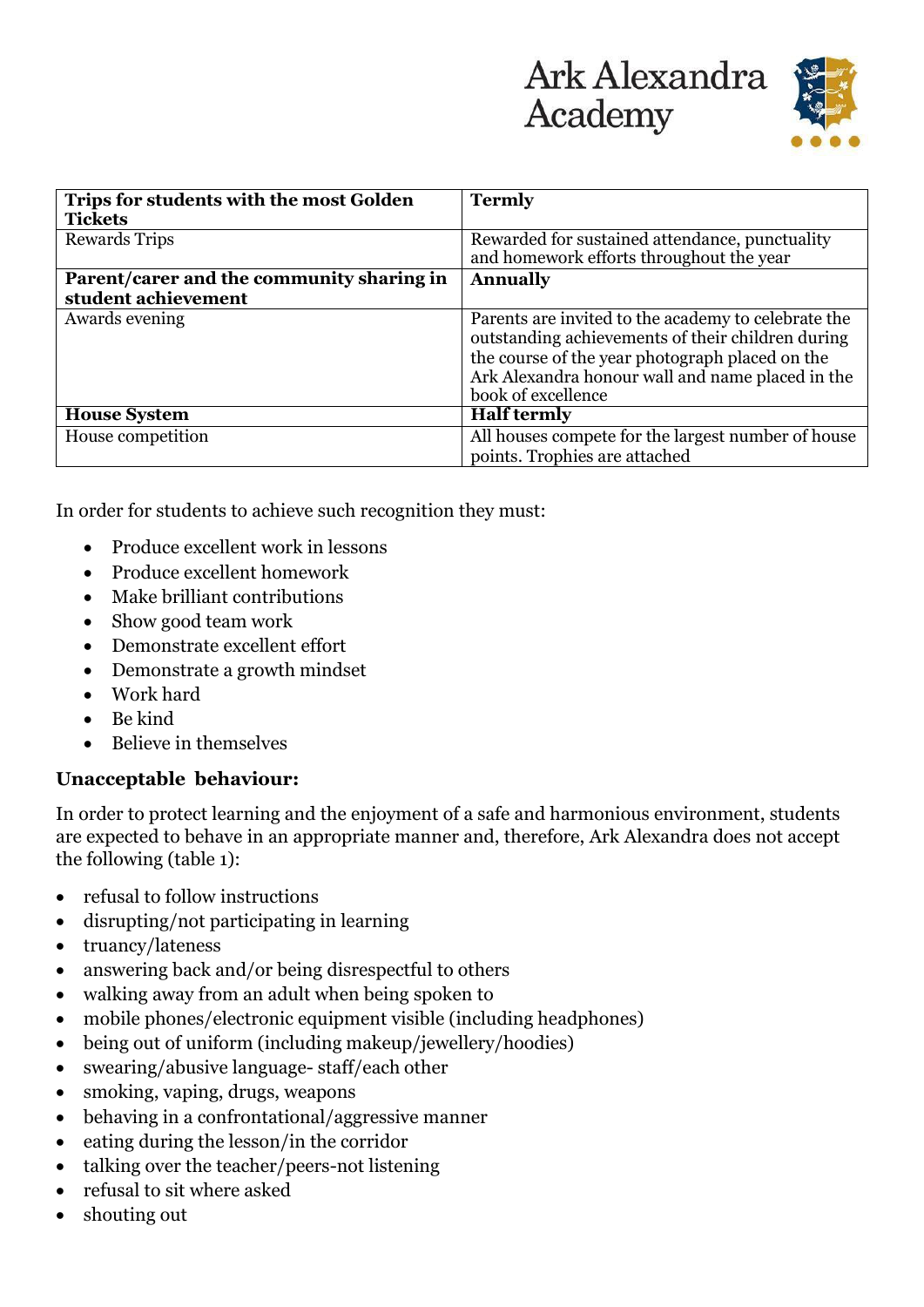| **Trips for students with the most Golden Tickets** | **Termly** |
|---|---|
| Rewards Trips | Rewarded for sustained attendance, punctuality and homework efforts throughout the year |
| **Parent/carer and the community sharing in student achievement** | **Annually** |
| Awards evening | Parents are invited to the academy to celebrate the outstanding achievements of their children during the course of the year photograph placed on the Ark Alexandra honour wall and name placed in the book of excellence |
| **House System** | **Half termly** |
| House competition | All houses compete for the largest number of house points. Trophies are attached |

In order for students to achieve such recognition they must:

- Produce excellent work in lessons
- Produce excellent homework
- Make brilliant contributions
- Show good team work
- Demonstrate excellent effort
- Demonstrate a growth mindset
- Work hard
- Be kind
- Believe in themselves

### Unacceptable behaviour:

In order to protect learning and the enjoyment of a safe and harmonious environment, students are expected to behave in an appropriate manner and, therefore, Ark Alexandra does not accept the following (table 1):

- refusal to follow instructions
- disrupting/not participating in learning
- truancy/lateness
- answering back and/or being disrespectful to others
- walking away from an adult when being spoken to
- mobile phones/electronic equipment visible (including headphones)
- being out of uniform (including makeup/jewellery/hoodies)
- swearing/abusive language- staff/each other
- smoking, vaping, drugs, weapons
- behaving in a confrontational/aggressive manner
- eating during the lesson/in the corridor
- talking over the teacher/peers-not listening
- refusal to sit where asked
- shouting out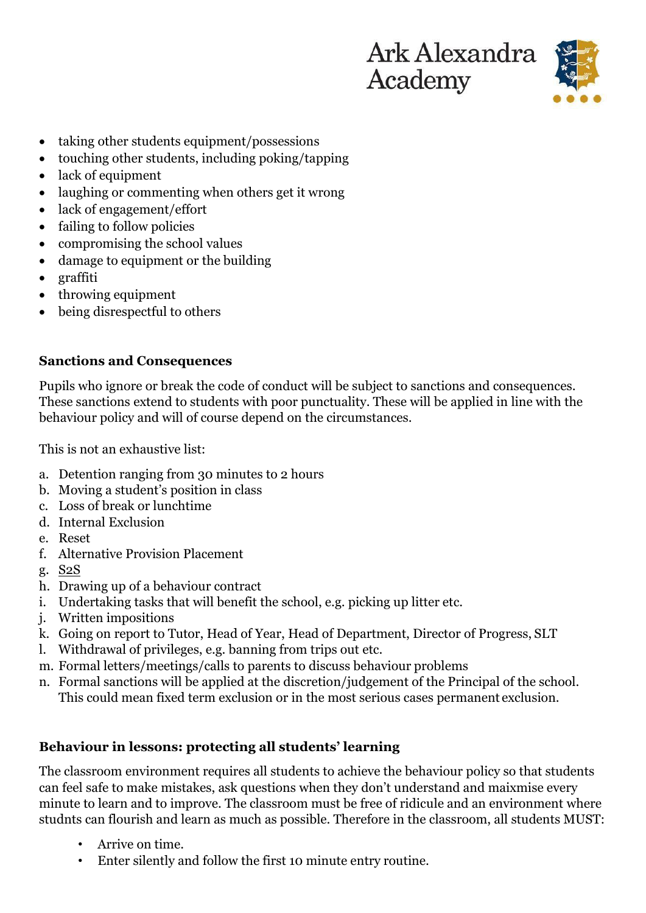- taking other students equipment/possessions
- touching other students, including poking/tapping
- lack of equipment
- laughing or commenting when others get it wrong
- lack of engagement/effort
- failing to follow policies
- compromising the school values
- damage to equipment or the building
- graffiti
- throwing equipment
- being disrespectful to others

**Sanctions and Consequences**

Pupils who ignore or break the code of conduct will be subject to sanctions and consequences. These sanctions extend to students with poor punctuality. These will be applied in line with the behaviour policy and will of course depend on the circumstances.

This is not an exhaustive list:

a. Detention ranging from 30 minutes to 2 hours
b. Moving a student's position in class
c. Loss of break or lunchtime
d. Internal Exclusion
e. Reset
f. Alternative Provision Placement
g. S2S
h. Drawing up of a behaviour contract
i. Undertaking tasks that will benefit the school, e.g. picking up litter etc.
j. Written impositions
k. Going on report to Tutor, Head of Year, Head of Department, Director of Progress, SLT
l. Withdrawal of privileges, e.g. banning from trips out etc.
m. Formal letters/meetings/calls to parents to discuss behaviour problems
n. Formal sanctions will be applied at the discretion/judgement of the Principal of the school. This could mean fixed term exclusion or in the most serious cases permanent exclusion.

**Behaviour in lessons: protecting all students' learning**

The classroom environment requires all students to achieve the behaviour policy so that students can feel safe to make mistakes, ask questions when they don't understand and maixmise every minute to learn and to improve. The classroom must be free of ridicule and an environment where studnts can flourish and learn as much as possible. Therefore in the classroom, all students MUST:

- Arrive on time.
- Enter silently and follow the first 10 minute entry routine.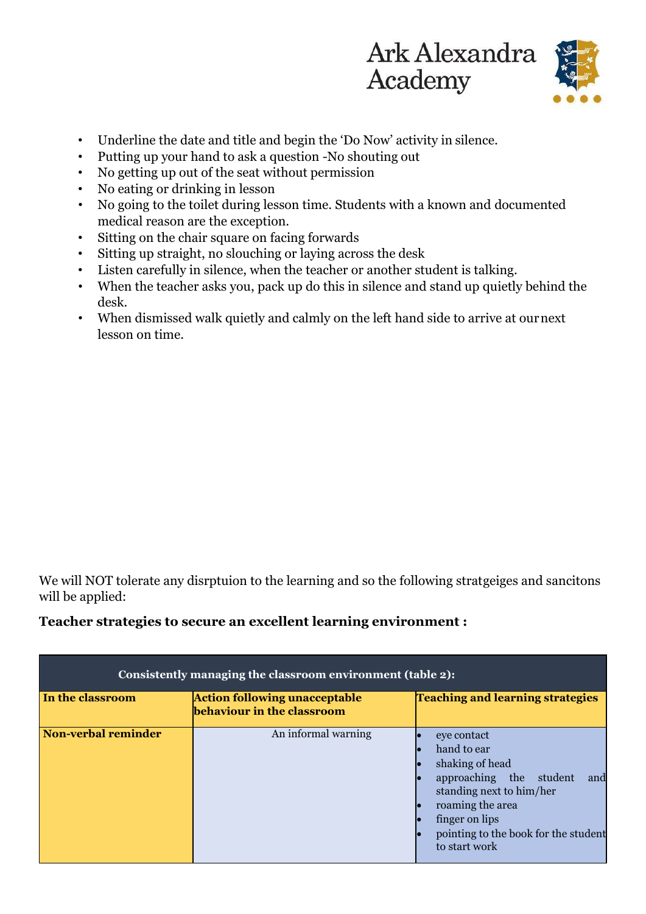- Underline the date and title and begin the 'Do Now' activity in silence.
- Putting up your hand to ask a question -No shouting out
- No getting up out of the seat without permission
- No eating or drinking in lesson
- No going to the toilet during lesson time. Students with a known and documented medical reason are the exception.
- Sitting on the chair square on facing forwards
- Sitting up straight, no slouching or laying across the desk
- Listen carefully in silence, when the teacher or another student is talking.
- When the teacher asks you, pack up do this in silence and stand up quietly behind the desk.
- When dismissed walk quietly and calmly on the left hand side to arrive at our next lesson on time.

We will NOT tolerate any disrptuion to the learning and so the following stratgeiges and sancitons will be applied:

**Teacher strategies to secure an excellent learning environment :**

| Consistently managing the classroom environment (table 2): | | |
|---|---|---|
| **In the classroom** | **Action following unacceptable behaviour in the classroom** | **Teaching and learning strategies** |
| **Non-verbal reminder** | An informal warning | • eye contact<br>• hand to ear<br>• shaking of head<br>• approaching the student and standing next to him/her<br>• roaming the area<br>• finger on lips<br>• pointing to the book for the student to start work |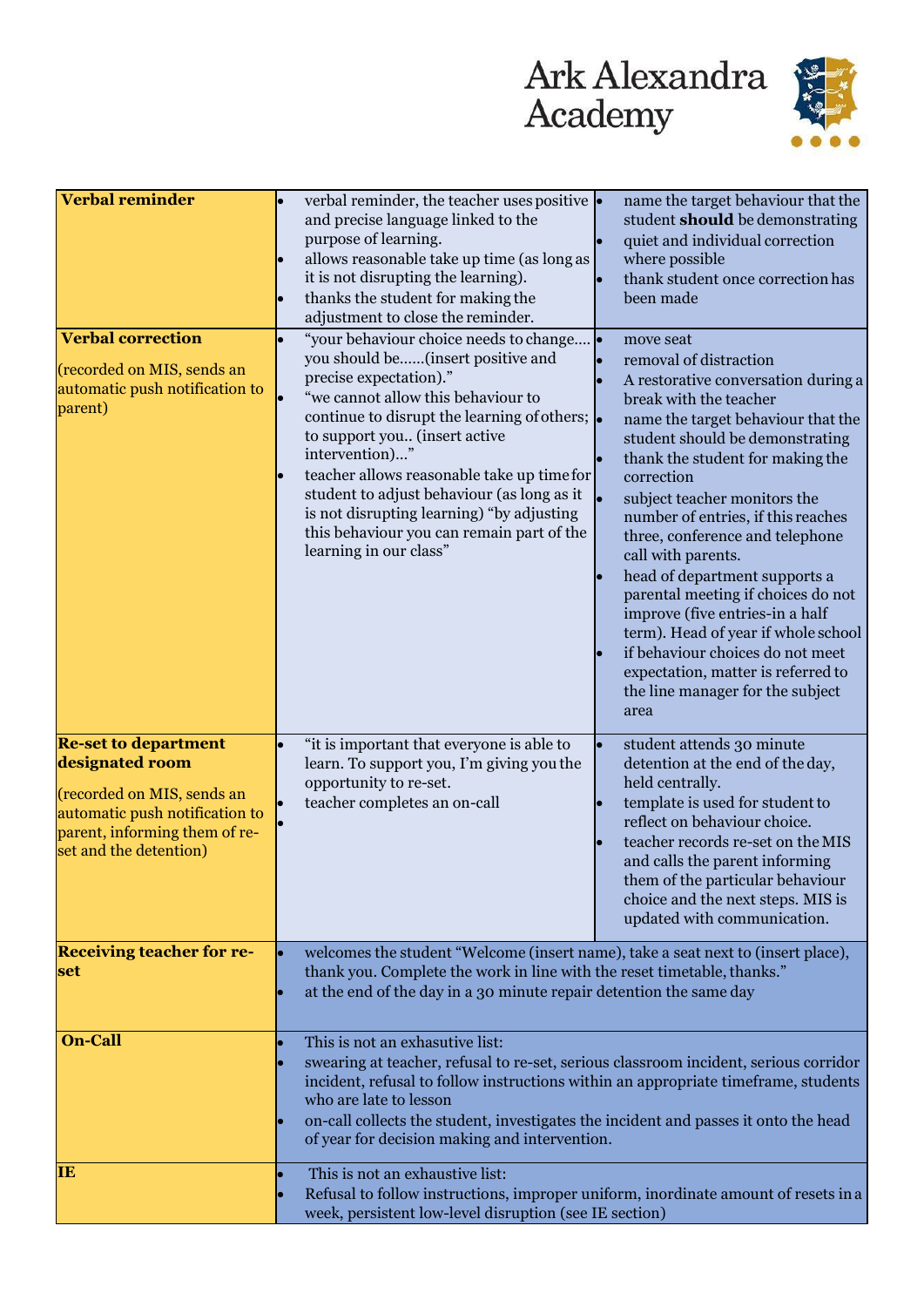| | | |
|---|---|---|
| **Verbal reminder** | • verbal reminder, the teacher uses positive and precise language linked to the purpose of learning.<br>• allows reasonable take up time (as long as it is not disrupting the learning).<br>• thanks the student for making the adjustment to close the reminder. | • name the target behaviour that the student **should** be demonstrating<br>• quiet and individual correction where possible<br>• thank student once correction has been made |
| **Verbal correction**<br><br>(recorded on MIS, sends an automatic push notification to parent) | • "your behaviour choice needs to change.... you should be......(insert positive and precise expectation)."<br>• "we cannot allow this behaviour to continue to disrupt the learning of others; to support you.. (insert active intervention)..."<br>• teacher allows reasonable take up time for student to adjust behaviour (as long as it is not disrupting learning) "by adjusting this behaviour you can remain part of the learning in our class" | • move seat<br>• removal of distraction<br>• A restorative conversation during a break with the teacher<br>• name the target behaviour that the student should be demonstrating<br>• thank the student for making the correction<br>• subject teacher monitors the number of entries, if this reaches three, conference and telephone call with parents.<br>• head of department supports a parental meeting if choices do not improve (five entries-in a half term). Head of year if whole school<br>• if behaviour choices do not meet expectation, matter is referred to the line manager for the subject area |
| **Re-set to department designated room**<br><br>(recorded on MIS, sends an automatic push notification to parent, informing them of re-set and the detention) | • "it is important that everyone is able to learn. To support you, I'm giving you the opportunity to re-set.<br>• teacher completes an on-call<br>• | • student attends 30 minute detention at the end of the day, held centrally.<br>• template is used for student to reflect on behaviour choice.<br>• teacher records re-set on the MIS and calls the parent informing them of the particular behaviour choice and the next steps. MIS is updated with communication. |
| **Receiving teacher for re-set** | • welcomes the student "Welcome (insert name), take a seat next to (insert place), thank you. Complete the work in line with the reset timetable, thanks."<br>• at the end of the day in a 30 minute repair detention the same day | |
| **On-Call** | • This is not an exhasutive list:<br>• swearing at teacher, refusal to re-set, serious classroom incident, serious corridor incident, refusal to follow instructions within an appropriate timeframe, students who are late to lesson<br>• on-call collects the student, investigates the incident and passes it onto the head of year for decision making and intervention. | |
| **IE** | • This is not an exhaustive list:<br>• Refusal to follow instructions, improper uniform, inordinate amount of resets in a week, persistent low-level disruption (see IE section) | |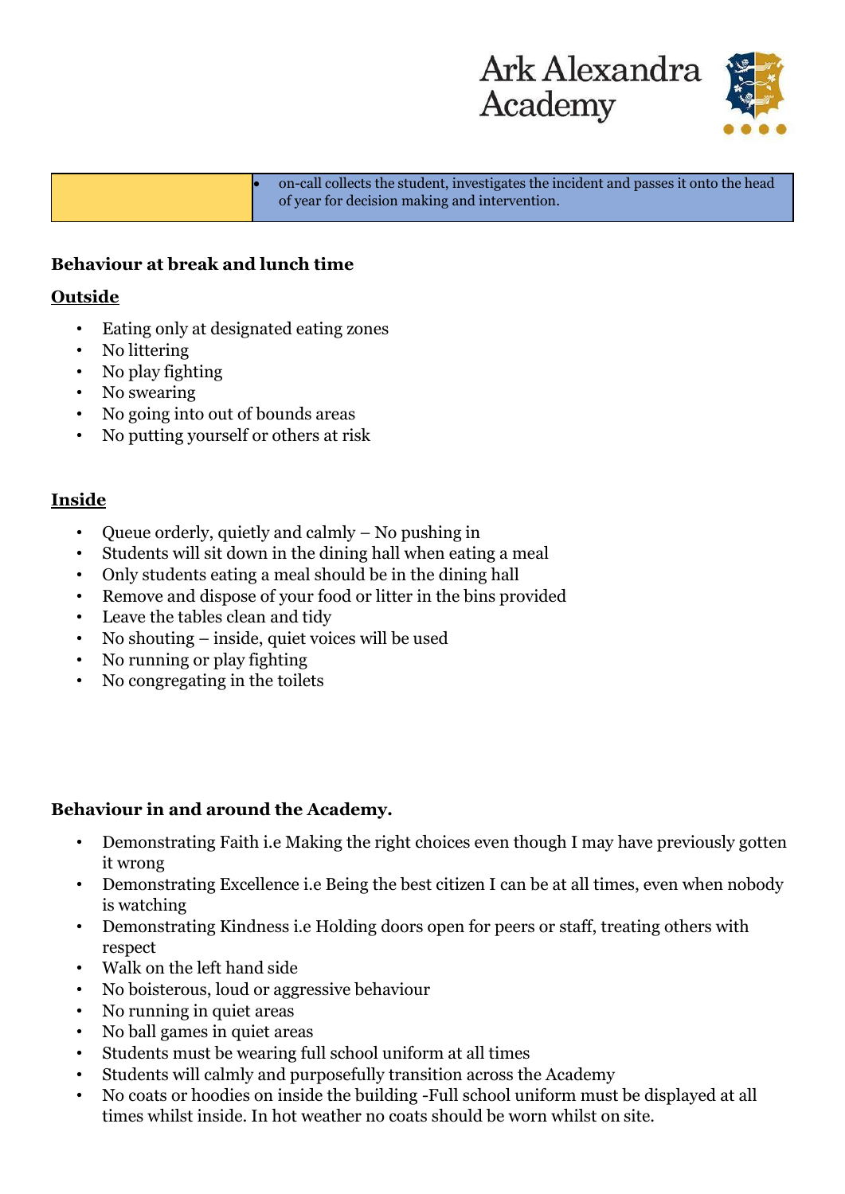| | |
|---|---|
| | • on-call collects the student, investigates the incident and passes it onto the head of year for decision making and intervention. |

**Behaviour at break and lunch time**

**Outside**

- Eating only at designated eating zones
- No littering
- No play fighting
- No swearing
- No going into out of bounds areas
- No putting yourself or others at risk

**Inside**

- Queue orderly, quietly and calmly – No pushing in
- Students will sit down in the dining hall when eating a meal
- Only students eating a meal should be in the dining hall
- Remove and dispose of your food or litter in the bins provided
- Leave the tables clean and tidy
- No shouting – inside, quiet voices will be used
- No running or play fighting
- No congregating in the toilets

**Behaviour in and around the Academy.**

- Demonstrating Faith i.e Making the right choices even though I may have previously gotten it wrong
- Demonstrating Excellence i.e Being the best citizen I can be at all times, even when nobody is watching
- Demonstrating Kindness i.e Holding doors open for peers or staff, treating others with respect
- Walk on the left hand side
- No boisterous, loud or aggressive behaviour
- No running in quiet areas
- No ball games in quiet areas
- Students must be wearing full school uniform at all times
- Students will calmly and purposefully transition across the Academy
- No coats or hoodies on inside the building -Full school uniform must be displayed at all times whilst inside. In hot weather no coats should be worn whilst on site.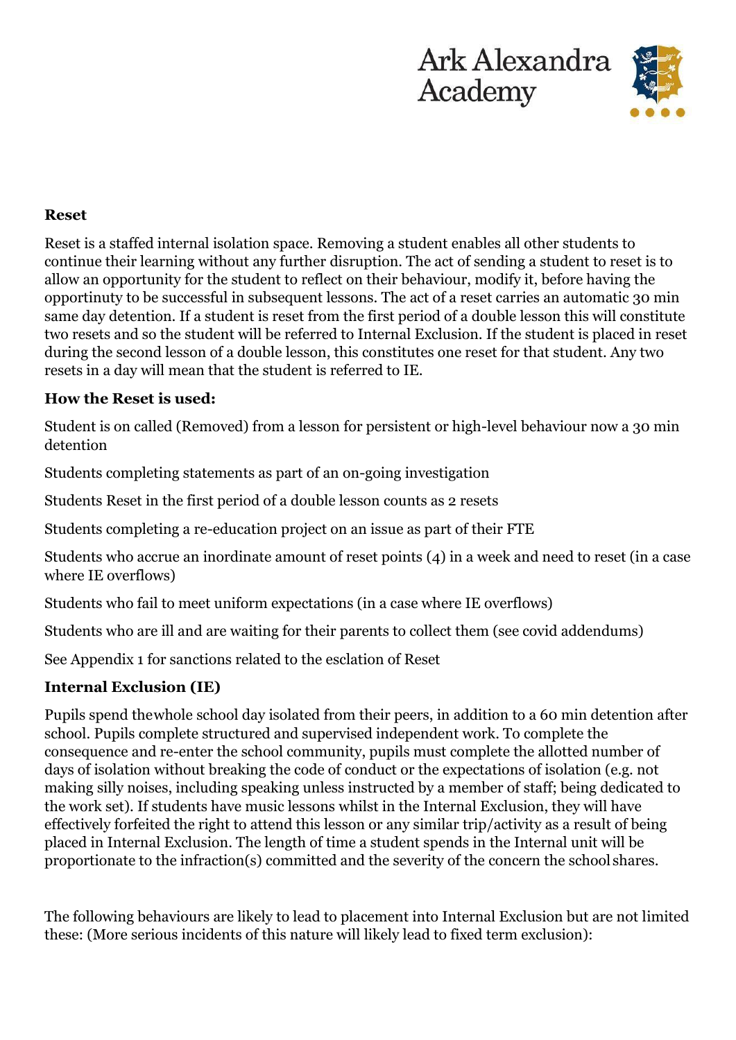**Reset**

Reset is a staffed internal isolation space. Removing a student enables all other students to continue their learning without any further disruption. The act of sending a student to reset is to allow an opportunity for the student to reflect on their behaviour, modify it, before having the opportinuty to be successful in subsequent lessons. The act of a reset carries an automatic 30 min same day detention. If a student is reset from the first period of a double lesson this will constitute two resets and so the student will be referred to Internal Exclusion. If the student is placed in reset during the second lesson of a double lesson, this constitutes one reset for that student. Any two resets in a day will mean that the student is referred to IE.

**How the Reset is used:**

Student is on called (Removed) from a lesson for persistent or high-level behaviour now a 30 min detention

Students completing statements as part of an on-going investigation

Students Reset in the first period of a double lesson counts as 2 resets

Students completing a re-education project on an issue as part of their FTE

Students who accrue an inordinate amount of reset points (4) in a week and need to reset (in a case where IE overflows)

Students who fail to meet uniform expectations (in a case where IE overflows)

Students who are ill and are waiting for their parents to collect them (see covid addendums)

See Appendix 1 for sanctions related to the esclation of Reset

**Internal Exclusion (IE)**

Pupils spend thewhole school day isolated from their peers, in addition to a 60 min detention after school. Pupils complete structured and supervised independent work. To complete the consequence and re-enter the school community, pupils must complete the allotted number of days of isolation without breaking the code of conduct or the expectations of isolation (e.g. not making silly noises, including speaking unless instructed by a member of staff; being dedicated to the work set). If students have music lessons whilst in the Internal Exclusion, they will have effectively forfeited the right to attend this lesson or any similar trip/activity as a result of being placed in Internal Exclusion. The length of time a student spends in the Internal unit will be proportionate to the infraction(s) committed and the severity of the concern the school shares.

The following behaviours are likely to lead to placement into Internal Exclusion but are not limited these: (More serious incidents of this nature will likely lead to fixed term exclusion):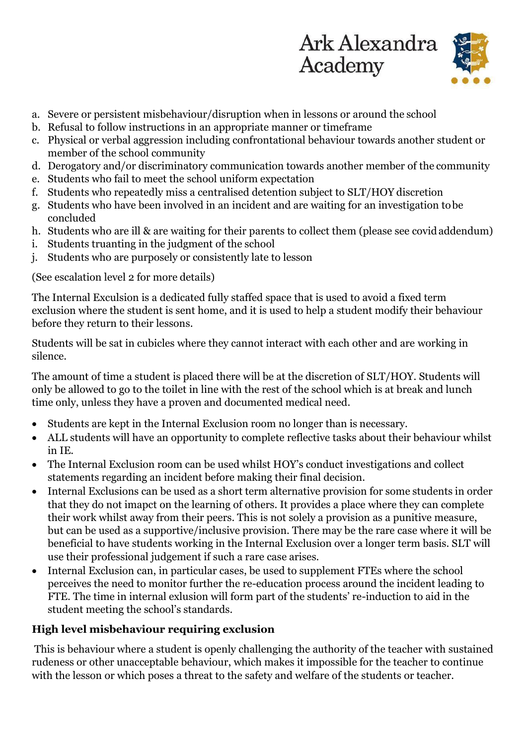a. Severe or persistent misbehaviour/disruption when in lessons or around the school
b. Refusal to follow instructions in an appropriate manner or timeframe
c. Physical or verbal aggression including confrontational behaviour towards another student or member of the school community
d. Derogatory and/or discriminatory communication towards another member of the community
e. Students who fail to meet the school uniform expectation
f. Students who repeatedly miss a centralised detention subject to SLT/HOY discretion
g. Students who have been involved in an incident and are waiting for an investigation to be concluded
h. Students who are ill & are waiting for their parents to collect them (please see covid addendum)
i. Students truanting in the judgment of the school
j. Students who are purposely or consistently late to lesson

(See escalation level 2 for more details)

The Internal Exculsion is a dedicated fully staffed space that is used to avoid a fixed term exclusion where the student is sent home, and it is used to help a student modify their behaviour before they return to their lessons.

Students will be sat in cubicles where they cannot interact with each other and are working in silence.

The amount of time a student is placed there will be at the discretion of SLT/HOY. Students will only be allowed to go to the toilet in line with the rest of the school which is at break and lunch time only, unless they have a proven and documented medical need.

- Students are kept in the Internal Exclusion room no longer than is necessary.
- ALL students will have an opportunity to complete reflective tasks about their behaviour whilst in IE.
- The Internal Exclusion room can be used whilst HOY's conduct investigations and collect statements regarding an incident before making their final decision.
- Internal Exclusions can be used as a short term alternative provision for some students in order that they do not imapct on the learning of others. It provides a place where they can complete their work whilst away from their peers. This is not solely a provision as a punitive measure, but can be used as a supportive/inclusive provision. There may be the rare case where it will be beneficial to have students working in the Internal Exclusion over a longer term basis. SLT will use their professional judgement if such a rare case arises.
- Internal Exclusion can, in particular cases, be used to supplement FTEs where the school perceives the need to monitor further the re-education process around the incident leading to FTE. The time in internal exlusion will form part of the students' re-induction to aid in the student meeting the school's standards.

**High level misbehaviour requiring exclusion**

This is behaviour where a student is openly challenging the authority of the teacher with sustained rudeness or other unacceptable behaviour, which makes it impossible for the teacher to continue with the lesson or which poses a threat to the safety and welfare of the students or teacher.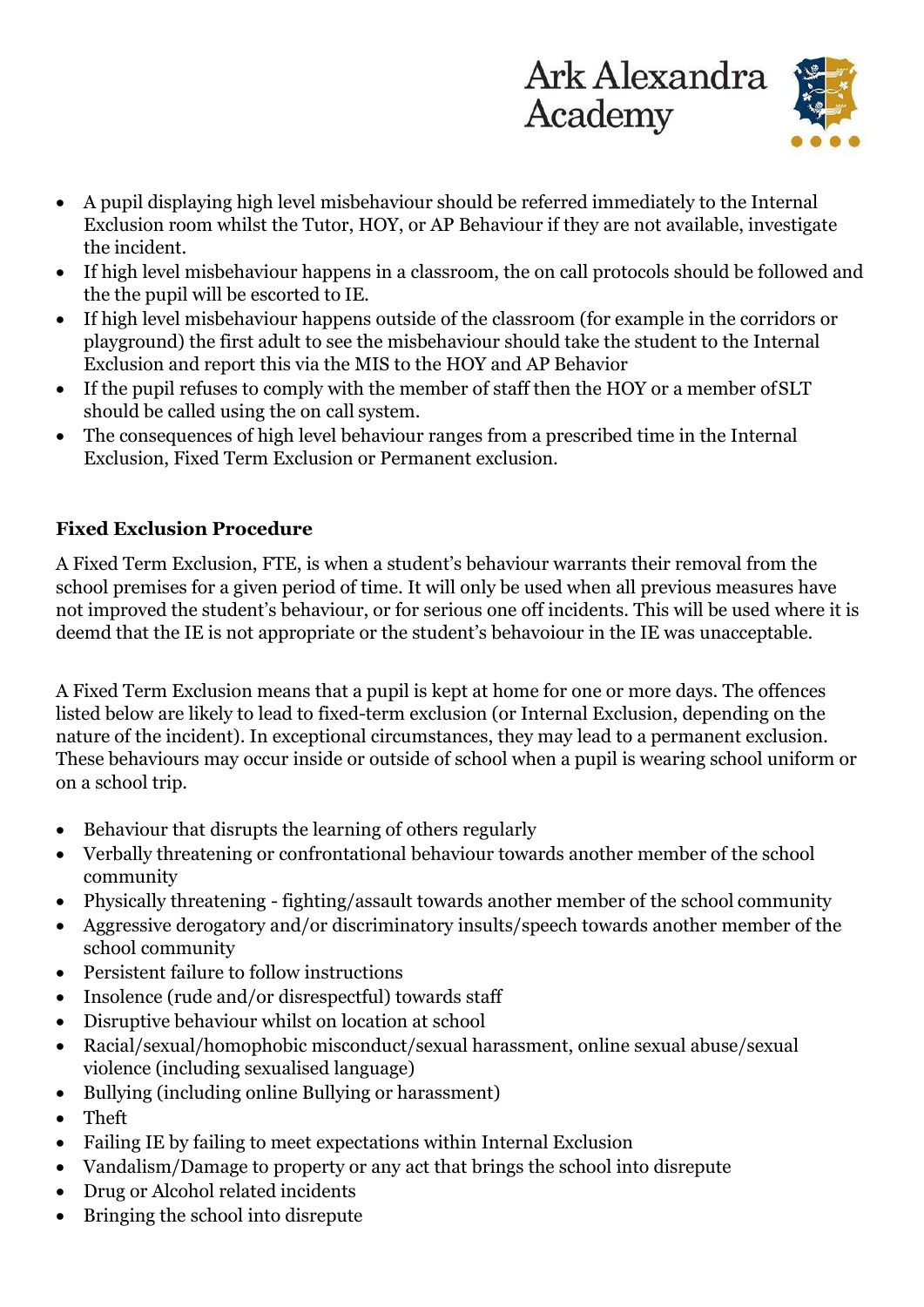- A pupil displaying high level misbehaviour should be referred immediately to the Internal Exclusion room whilst the Tutor, HOY, or AP Behaviour if they are not available, investigate the incident.
- If high level misbehaviour happens in a classroom, the on call protocols should be followed and the the pupil will be escorted to IE.
- If high level misbehaviour happens outside of the classroom (for example in the corridors or playground) the first adult to see the misbehaviour should take the student to the Internal Exclusion and report this via the MIS to the HOY and AP Behavior
- If the pupil refuses to comply with the member of staff then the HOY or a member of SLT should be called using the on call system.
- The consequences of high level behaviour ranges from a prescribed time in the Internal Exclusion, Fixed Term Exclusion or Permanent exclusion.

**Fixed Exclusion Procedure**

A Fixed Term Exclusion, FTE, is when a student's behaviour warrants their removal from the school premises for a given period of time. It will only be used when all previous measures have not improved the student's behaviour, or for serious one off incidents. This will be used where it is deemd that the IE is not appropriate or the student's behavoiour in the IE was unacceptable.

A Fixed Term Exclusion means that a pupil is kept at home for one or more days. The offences listed below are likely to lead to fixed-term exclusion (or Internal Exclusion, depending on the nature of the incident). In exceptional circumstances, they may lead to a permanent exclusion. These behaviours may occur inside or outside of school when a pupil is wearing school uniform or on a school trip.

- Behaviour that disrupts the learning of others regularly
- Verbally threatening or confrontational behaviour towards another member of the school community
- Physically threatening - fighting/assault towards another member of the school community
- Aggressive derogatory and/or discriminatory insults/speech towards another member of the school community
- Persistent failure to follow instructions
- Insolence (rude and/or disrespectful) towards staff
- Disruptive behaviour whilst on location at school
- Racial/sexual/homophobic misconduct/sexual harassment, online sexual abuse/sexual violence (including sexualised language)
- Bullying (including online Bullying or harassment)
- Theft
- Failing IE by failing to meet expectations within Internal Exclusion
- Vandalism/Damage to property or any act that brings the school into disrepute
- Drug or Alcohol related incidents
- Bringing the school into disrepute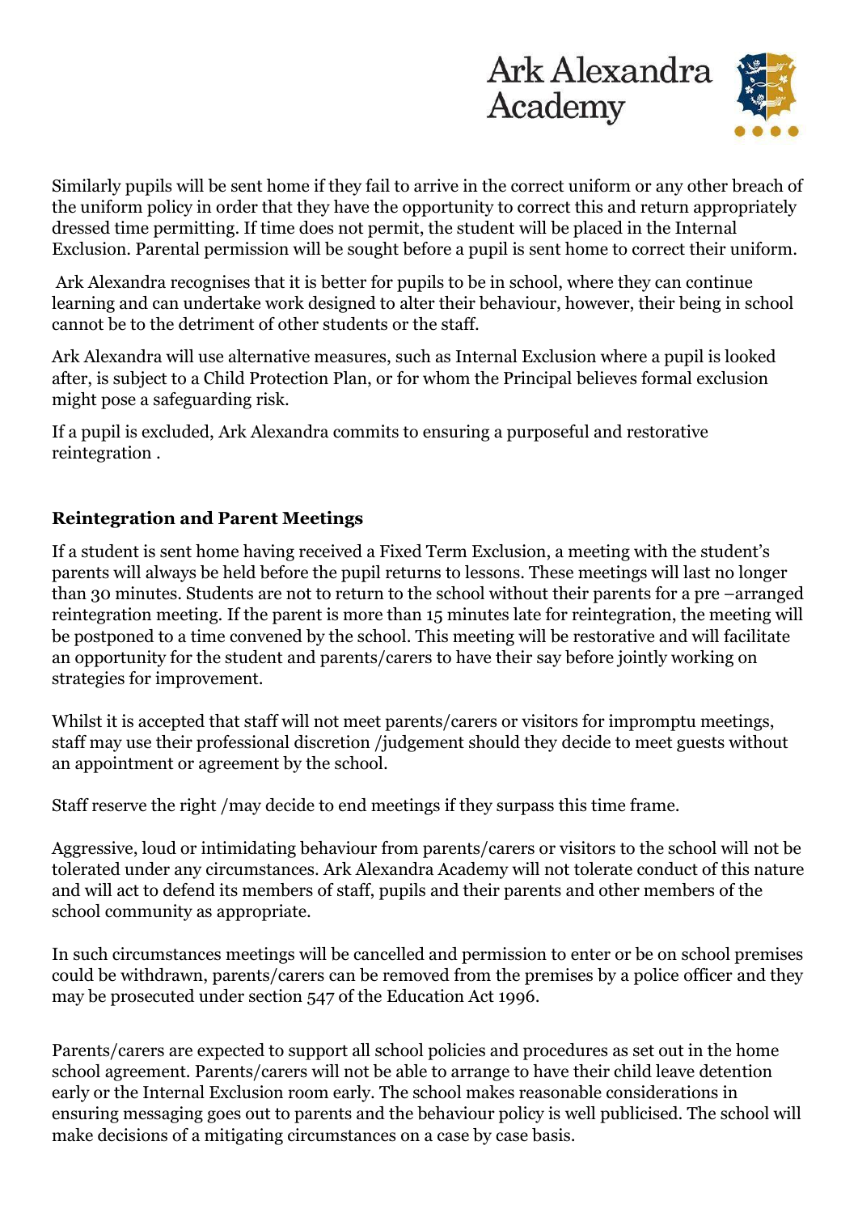Similarly pupils will be sent home if they fail to arrive in the correct uniform or any other breach of the uniform policy in order that they have the opportunity to correct this and return appropriately dressed time permitting. If time does not permit, the student will be placed in the Internal Exclusion. Parental permission will be sought before a pupil is sent home to correct their uniform.

Ark Alexandra recognises that it is better for pupils to be in school, where they can continue learning and can undertake work designed to alter their behaviour, however, their being in school cannot be to the detriment of other students or the staff.

Ark Alexandra will use alternative measures, such as Internal Exclusion where a pupil is looked after, is subject to a Child Protection Plan, or for whom the Principal believes formal exclusion might pose a safeguarding risk.

If a pupil is excluded, Ark Alexandra commits to ensuring a purposeful and restorative reintegration .

**Reintegration and Parent Meetings**

If a student is sent home having received a Fixed Term Exclusion, a meeting with the student's parents will always be held before the pupil returns to lessons. These meetings will last no longer than 30 minutes. Students are not to return to the school without their parents for a pre –arranged reintegration meeting. If the parent is more than 15 minutes late for reintegration, the meeting will be postponed to a time convened by the school. This meeting will be restorative and will facilitate an opportunity for the student and parents/carers to have their say before jointly working on strategies for improvement.

Whilst it is accepted that staff will not meet parents/carers or visitors for impromptu meetings, staff may use their professional discretion /judgement should they decide to meet guests without an appointment or agreement by the school.

Staff reserve the right /may decide to end meetings if they surpass this time frame.

Aggressive, loud or intimidating behaviour from parents/carers or visitors to the school will not be tolerated under any circumstances. Ark Alexandra Academy will not tolerate conduct of this nature and will act to defend its members of staff, pupils and their parents and other members of the school community as appropriate.

In such circumstances meetings will be cancelled and permission to enter or be on school premises could be withdrawn, parents/carers can be removed from the premises by a police officer and they may be prosecuted under section 547 of the Education Act 1996.

Parents/carers are expected to support all school policies and procedures as set out in the home school agreement. Parents/carers will not be able to arrange to have their child leave detention early or the Internal Exclusion room early. The school makes reasonable considerations in ensuring messaging goes out to parents and the behaviour policy is well publicised. The school will make decisions of a mitigating circumstances on a case by case basis.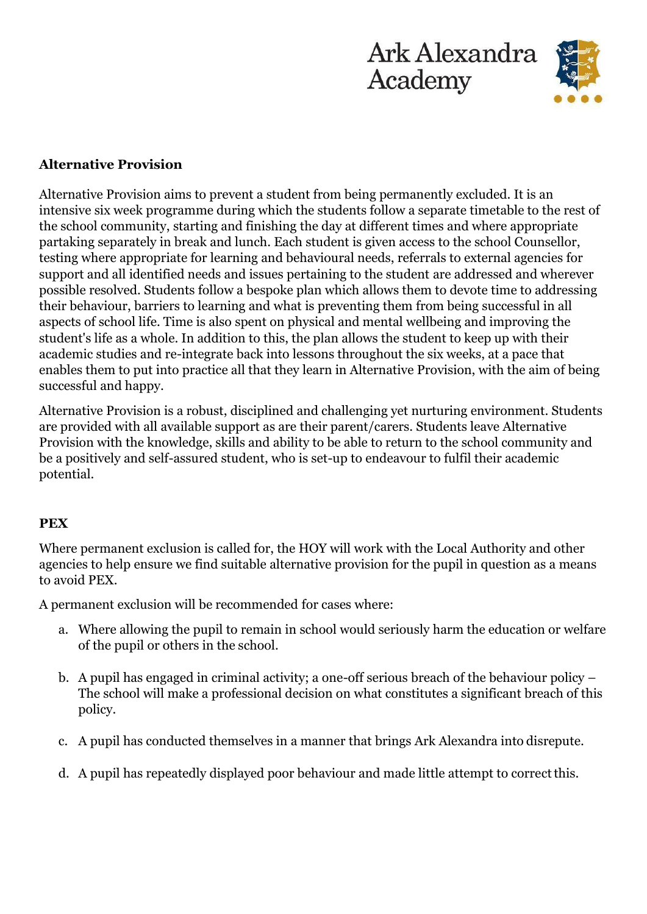**Alternative Provision**

Alternative Provision aims to prevent a student from being permanently excluded. It is an intensive six week programme during which the students follow a separate timetable to the rest of the school community, starting and finishing the day at different times and where appropriate partaking separately in break and lunch. Each student is given access to the school Counsellor, testing where appropriate for learning and behavioural needs, referrals to external agencies for support and all identified needs and issues pertaining to the student are addressed and wherever possible resolved. Students follow a bespoke plan which allows them to devote time to addressing their behaviour, barriers to learning and what is preventing them from being successful in all aspects of school life. Time is also spent on physical and mental wellbeing and improving the student's life as a whole. In addition to this, the plan allows the student to keep up with their academic studies and re-integrate back into lessons throughout the six weeks, at a pace that enables them to put into practice all that they learn in Alternative Provision, with the aim of being successful and happy.

Alternative Provision is a robust, disciplined and challenging yet nurturing environment. Students are provided with all available support as are their parent/carers. Students leave Alternative Provision with the knowledge, skills and ability to be able to return to the school community and be a positively and self-assured student, who is set-up to endeavour to fulfil their academic potential.

**PEX**

Where permanent exclusion is called for, the HOY will work with the Local Authority and other agencies to help ensure we find suitable alternative provision for the pupil in question as a means to avoid PEX.

A permanent exclusion will be recommended for cases where:

a. Where allowing the pupil to remain in school would seriously harm the education or welfare of the pupil or others in the school.

b. A pupil has engaged in criminal activity; a one-off serious breach of the behaviour policy – The school will make a professional decision on what constitutes a significant breach of this policy.

c. A pupil has conducted themselves in a manner that brings Ark Alexandra into disrepute.

d. A pupil has repeatedly displayed poor behaviour and made little attempt to correct this.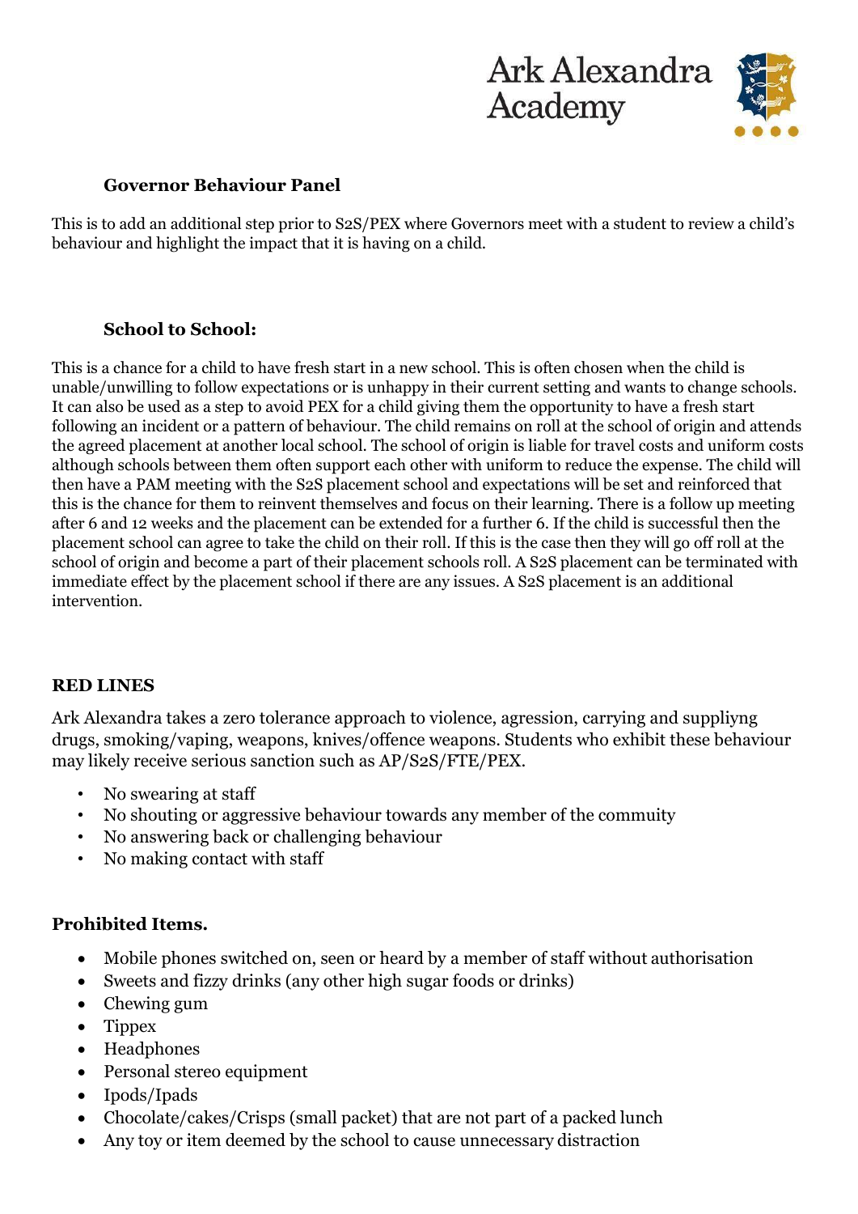**Governor Behaviour Panel**

This is to add an additional step prior to S2S/PEX where Governors meet with a student to review a child's behaviour and highlight the impact that it is having on a child.

**School to School:**

This is a chance for a child to have fresh start in a new school. This is often chosen when the child is unable/unwilling to follow expectations or is unhappy in their current setting and wants to change schools. It can also be used as a step to avoid PEX for a child giving them the opportunity to have a fresh start following an incident or a pattern of behaviour. The child remains on roll at the school of origin and attends the agreed placement at another local school. The school of origin is liable for travel costs and uniform costs although schools between them often support each other with uniform to reduce the expense. The child will then have a PAM meeting with the S2S placement school and expectations will be set and reinforced that this is the chance for them to reinvent themselves and focus on their learning. There is a follow up meeting after 6 and 12 weeks and the placement can be extended for a further 6. If the child is successful then the placement school can agree to take the child on their roll. If this is the case then they will go off roll at the school of origin and become a part of their placement schools roll. A S2S placement can be terminated with immediate effect by the placement school if there are any issues. A S2S placement is an additional intervention.

**RED LINES**

Ark Alexandra takes a zero tolerance approach to violence, agression, carrying and suppliyng drugs, smoking/vaping, weapons, knives/offence weapons. Students who exhibit these behaviour may likely receive serious sanction such as AP/S2S/FTE/PEX.

- No swearing at staff
- No shouting or aggressive behaviour towards any member of the commuity
- No answering back or challenging behaviour
- No making contact with staff

**Prohibited Items.**

- Mobile phones switched on, seen or heard by a member of staff without authorisation
- Sweets and fizzy drinks (any other high sugar foods or drinks)
- Chewing gum
- Tippex
- Headphones
- Personal stereo equipment
- Ipods/Ipads
- Chocolate/cakes/Crisps (small packet) that are not part of a packed lunch
- Any toy or item deemed by the school to cause unnecessary distraction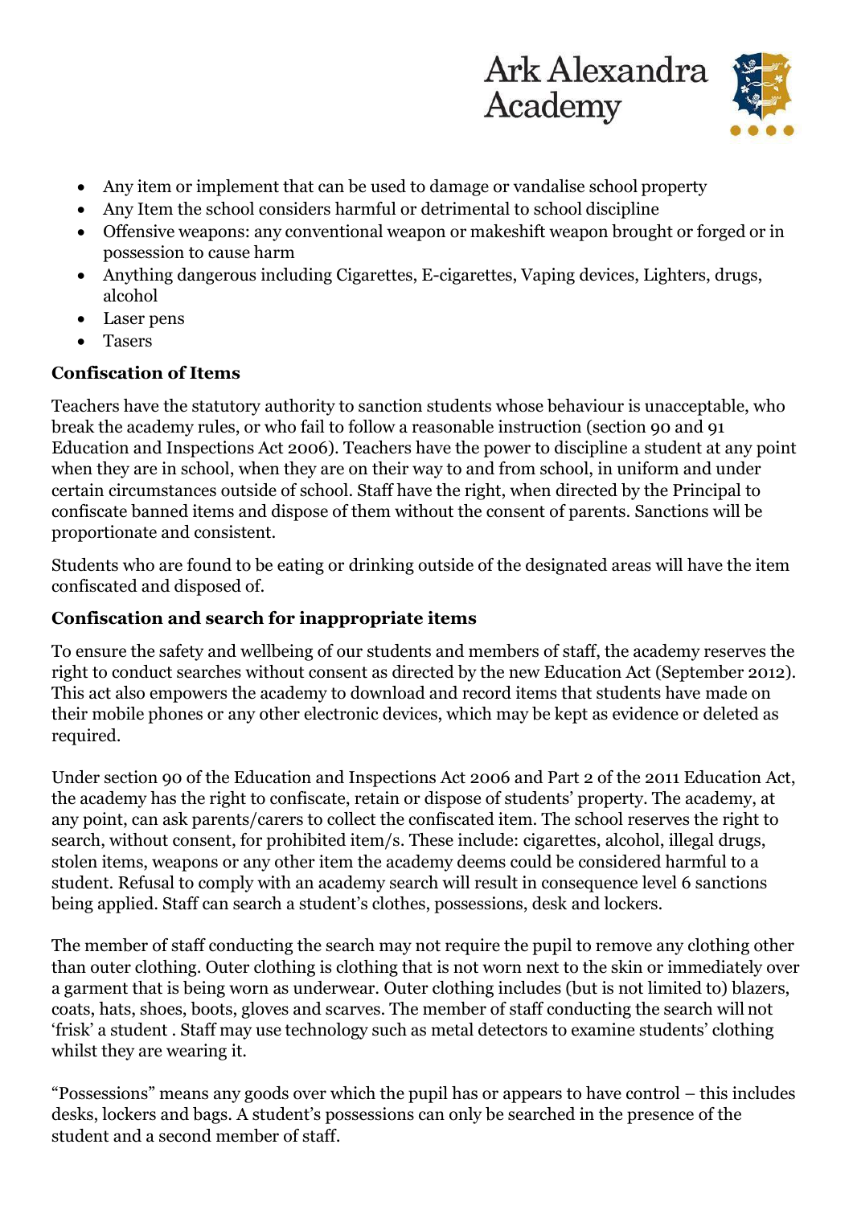- Any item or implement that can be used to damage or vandalise school property
- Any Item the school considers harmful or detrimental to school discipline
- Offensive weapons: any conventional weapon or makeshift weapon brought or forged or in possession to cause harm
- Anything dangerous including Cigarettes, E-cigarettes, Vaping devices, Lighters, drugs, alcohol
- Laser pens
- Tasers

**Confiscation of Items**

Teachers have the statutory authority to sanction students whose behaviour is unacceptable, who break the academy rules, or who fail to follow a reasonable instruction (section 90 and 91 Education and Inspections Act 2006). Teachers have the power to discipline a student at any point when they are in school, when they are on their way to and from school, in uniform and under certain circumstances outside of school. Staff have the right, when directed by the Principal to confiscate banned items and dispose of them without the consent of parents. Sanctions will be proportionate and consistent.

Students who are found to be eating or drinking outside of the designated areas will have the item confiscated and disposed of.

**Confiscation and search for inappropriate items**

To ensure the safety and wellbeing of our students and members of staff, the academy reserves the right to conduct searches without consent as directed by the new Education Act (September 2012). This act also empowers the academy to download and record items that students have made on their mobile phones or any other electronic devices, which may be kept as evidence or deleted as required.

Under section 90 of the Education and Inspections Act 2006 and Part 2 of the 2011 Education Act, the academy has the right to confiscate, retain or dispose of students' property. The academy, at any point, can ask parents/carers to collect the confiscated item. The school reserves the right to search, without consent, for prohibited item/s. These include: cigarettes, alcohol, illegal drugs, stolen items, weapons or any other item the academy deems could be considered harmful to a student. Refusal to comply with an academy search will result in consequence level 6 sanctions being applied. Staff can search a student's clothes, possessions, desk and lockers.

The member of staff conducting the search may not require the pupil to remove any clothing other than outer clothing. Outer clothing is clothing that is not worn next to the skin or immediately over a garment that is being worn as underwear. Outer clothing includes (but is not limited to) blazers, coats, hats, shoes, boots, gloves and scarves. The member of staff conducting the search will not 'frisk' a student . Staff may use technology such as metal detectors to examine students' clothing whilst they are wearing it.

"Possessions" means any goods over which the pupil has or appears to have control – this includes desks, lockers and bags. A student's possessions can only be searched in the presence of the student and a second member of staff.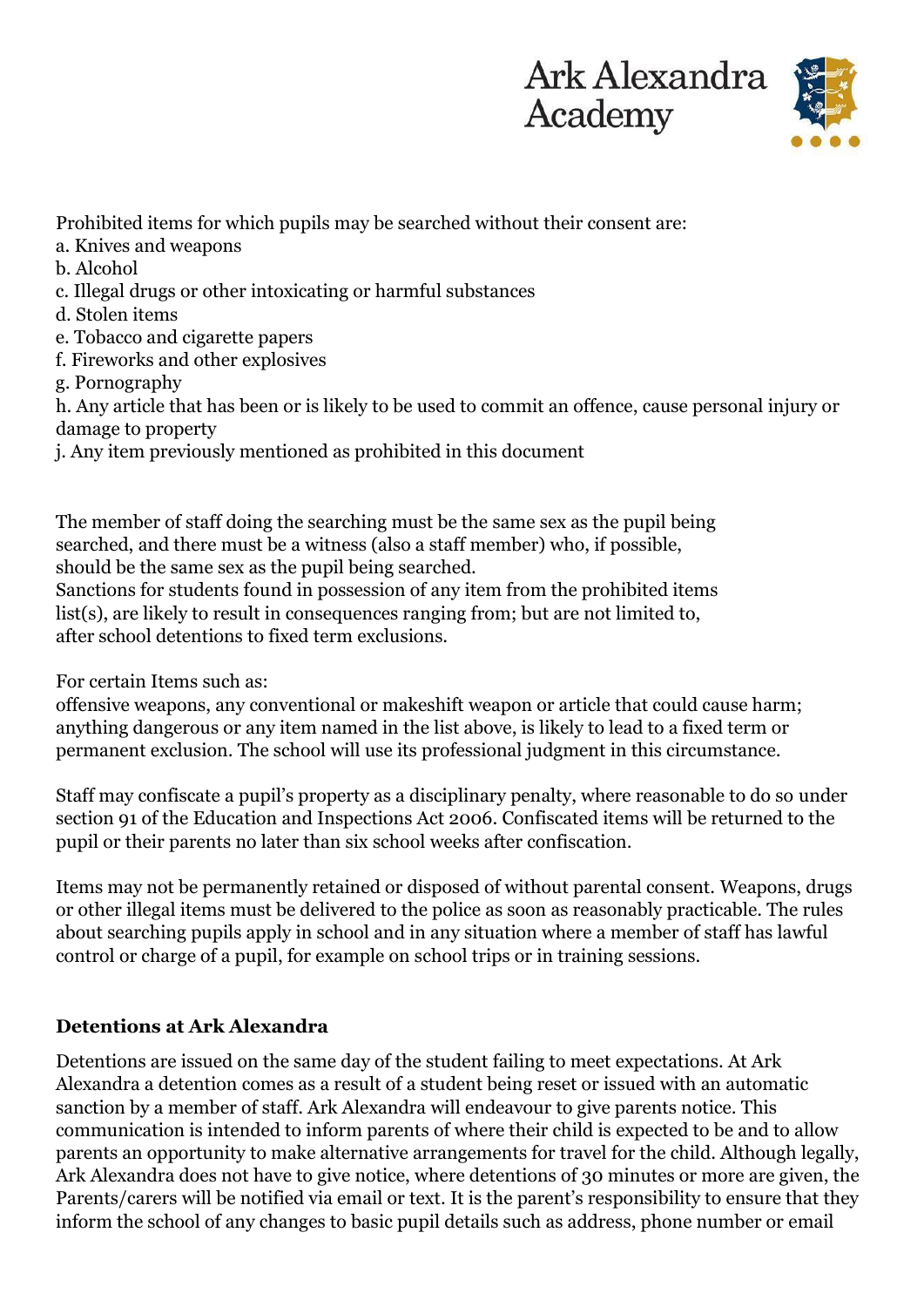Prohibited items for which pupils may be searched without their consent are:

a. Knives and weapons
b. Alcohol
c. Illegal drugs or other intoxicating or harmful substances
d. Stolen items
e. Tobacco and cigarette papers
f. Fireworks and other explosives
g. Pornography
h. Any article that has been or is likely to be used to commit an offence, cause personal injury or damage to property
j. Any item previously mentioned as prohibited in this document

The member of staff doing the searching must be the same sex as the pupil being searched, and there must be a witness (also a staff member) who, if possible, should be the same sex as the pupil being searched.
Sanctions for students found in possession of any item from the prohibited items list(s), are likely to result in consequences ranging from; but are not limited to, after school detentions to fixed term exclusions.

For certain Items such as:
offensive weapons, any conventional or makeshift weapon or article that could cause harm; anything dangerous or any item named in the list above, is likely to lead to a fixed term or permanent exclusion. The school will use its professional judgment in this circumstance.

Staff may confiscate a pupil's property as a disciplinary penalty, where reasonable to do so under section 91 of the Education and Inspections Act 2006. Confiscated items will be returned to the pupil or their parents no later than six school weeks after confiscation.

Items may not be permanently retained or disposed of without parental consent. Weapons, drugs or other illegal items must be delivered to the police as soon as reasonably practicable. The rules about searching pupils apply in school and in any situation where a member of staff has lawful control or charge of a pupil, for example on school trips or in training sessions.

**Detentions at Ark Alexandra**

Detentions are issued on the same day of the student failing to meet expectations. At Ark Alexandra a detention comes as a result of a student being reset or issued with an automatic sanction by a member of staff. Ark Alexandra will endeavour to give parents notice. This communication is intended to inform parents of where their child is expected to be and to allow parents an opportunity to make alternative arrangements for travel for the child. Although legally, Ark Alexandra does not have to give notice, where detentions of 30 minutes or more are given, the Parents/carers will be notified via email or text. It is the parent's responsibility to ensure that they inform the school of any changes to basic pupil details such as address, phone number or email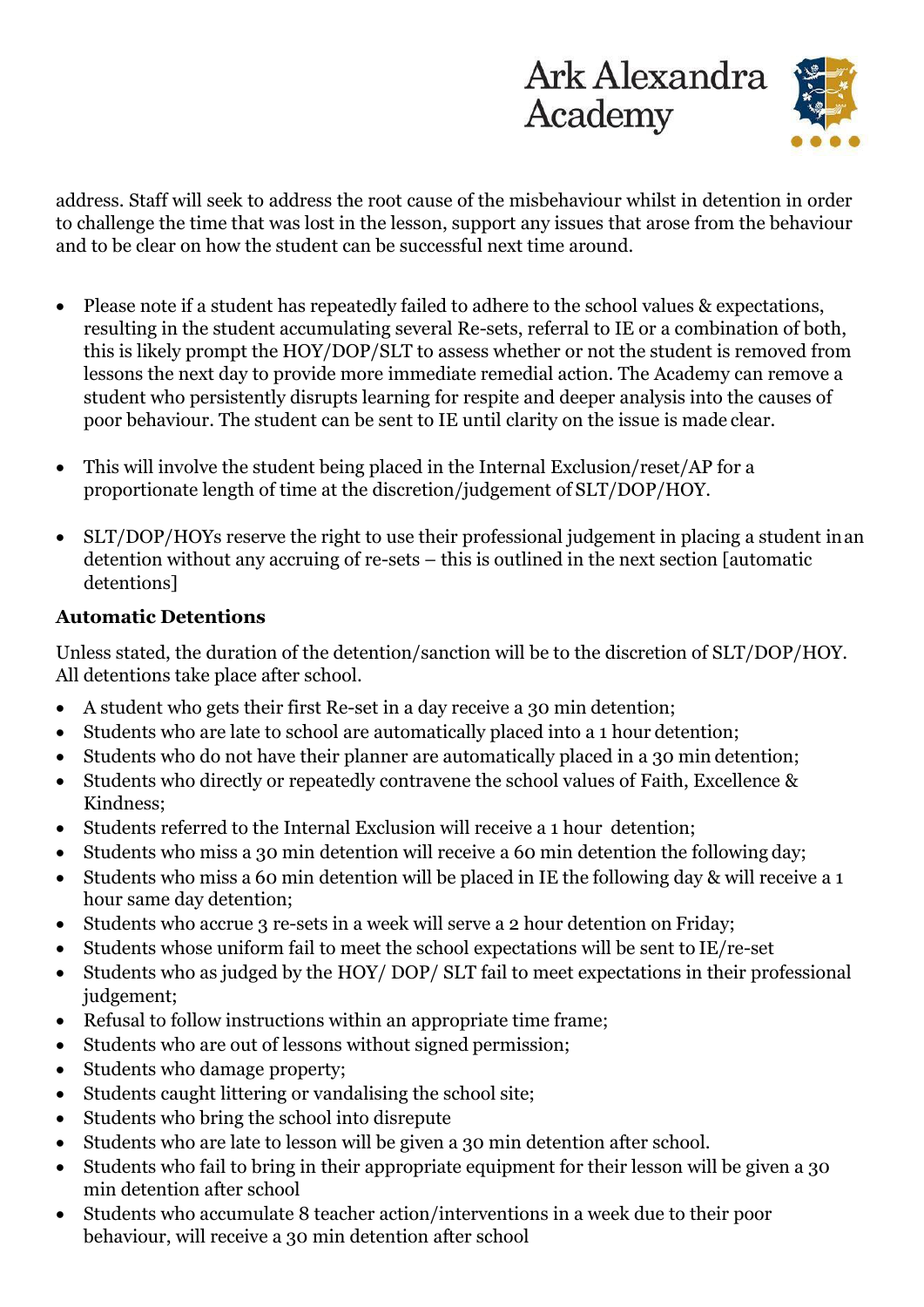address. Staff will seek to address the root cause of the misbehaviour whilst in detention in order to challenge the time that was lost in the lesson, support any issues that arose from the behaviour and to be clear on how the student can be successful next time around.

- Please note if a student has repeatedly failed to adhere to the school values & expectations, resulting in the student accumulating several Re-sets, referral to IE or a combination of both, this is likely prompt the HOY/DOP/SLT to assess whether or not the student is removed from lessons the next day to provide more immediate remedial action. The Academy can remove a student who persistently disrupts learning for respite and deeper analysis into the causes of poor behaviour. The student can be sent to IE until clarity on the issue is made clear.

- This will involve the student being placed in the Internal Exclusion/reset/AP for a proportionate length of time at the discretion/judgement of SLT/DOP/HOY.

- SLT/DOP/HOYs reserve the right to use their professional judgement in placing a student in an detention without any accruing of re-sets – this is outlined in the next section [automatic detentions]

**Automatic Detentions**

Unless stated, the duration of the detention/sanction will be to the discretion of SLT/DOP/HOY. All detentions take place after school.

- A student who gets their first Re-set in a day receive a 30 min detention;
- Students who are late to school are automatically placed into a 1 hour detention;
- Students who do not have their planner are automatically placed in a 30 min detention;
- Students who directly or repeatedly contravene the school values of Faith, Excellence & Kindness;
- Students referred to the Internal Exclusion will receive a 1 hour detention;
- Students who miss a 30 min detention will receive a 60 min detention the following day;
- Students who miss a 60 min detention will be placed in IE the following day & will receive a 1 hour same day detention;
- Students who accrue 3 re-sets in a week will serve a 2 hour detention on Friday;
- Students whose uniform fail to meet the school expectations will be sent to IE/re-set
- Students who as judged by the HOY/ DOP/ SLT fail to meet expectations in their professional judgement;
- Refusal to follow instructions within an appropriate time frame;
- Students who are out of lessons without signed permission;
- Students who damage property;
- Students caught littering or vandalising the school site;
- Students who bring the school into disrepute
- Students who are late to lesson will be given a 30 min detention after school.
- Students who fail to bring in their appropriate equipment for their lesson will be given a 30 min detention after school
- Students who accumulate 8 teacher action/interventions in a week due to their poor behaviour, will receive a 30 min detention after school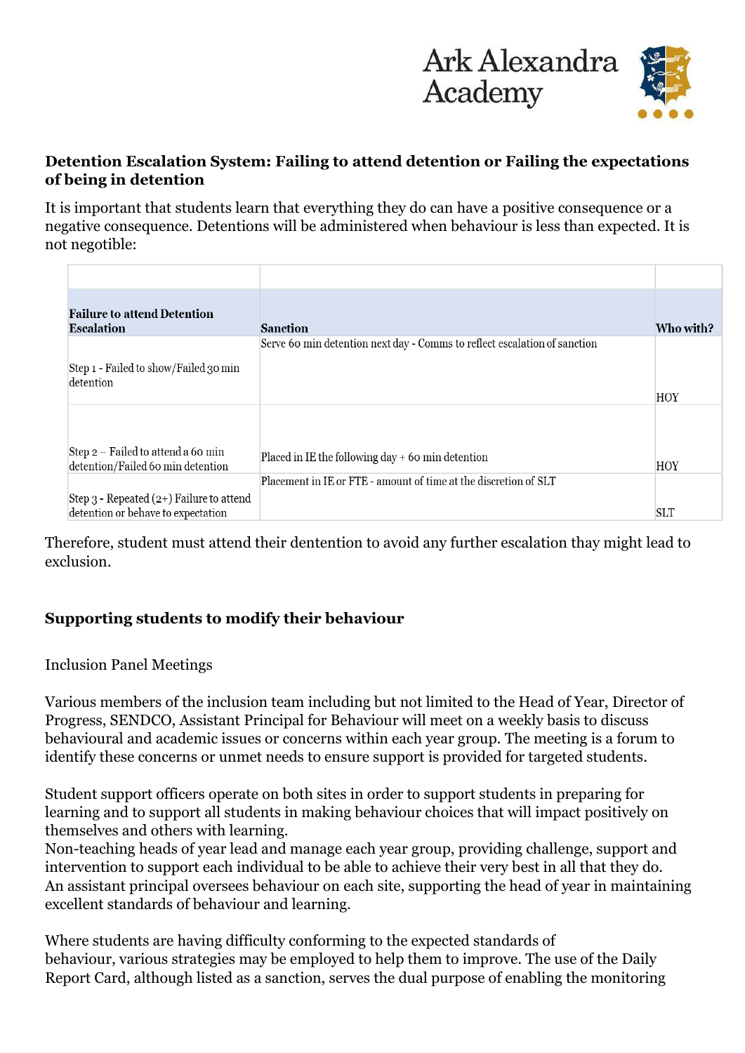**Detention Escalation System: Failing to attend detention or Failing the expectations of being in detention**

It is important that students learn that everything they do can have a positive consequence or a negative consequence. Detentions will be administered when behaviour is less than expected. It is not negotible:

| Failure to attend Detention Escalation | Sanction | Who with? |
|---|---|---|
| Step 1 - Failed to show/Failed 30 min detention | Serve 60 min detention next day - Comms to reflect escalation of sanction | HOY |
| Step 2 – Failed to attend a 60 min detention/Failed 60 min detention | Placed in IE the following day + 60 min detention | HOY |
| Step 3 - Repeated (2+) Failure to attend detention or behave to expectation | Placement in IE or FTE - amount of time at the discretion of SLT | SLT |

Therefore, student must attend their dentention to avoid any further escalation thay might lead to exclusion.

**Supporting students to modify their behaviour**

Inclusion Panel Meetings

Various members of the inclusion team including but not limited to the Head of Year, Director of Progress, SENDCO, Assistant Principal for Behaviour will meet on a weekly basis to discuss behavioural and academic issues or concerns within each year group. The meeting is a forum to identify these concerns or unmet needs to ensure support is provided for targeted students.

Student support officers operate on both sites in order to support students in preparing for learning and to support all students in making behaviour choices that will impact positively on themselves and others with learning.
Non-teaching heads of year lead and manage each year group, providing challenge, support and intervention to support each individual to be able to achieve their very best in all that they do.
An assistant principal oversees behaviour on each site, supporting the head of year in maintaining excellent standards of behaviour and learning.

Where students are having difficulty conforming to the expected standards of behaviour, various strategies may be employed to help them to improve. The use of the Daily Report Card, although listed as a sanction, serves the dual purpose of enabling the monitoring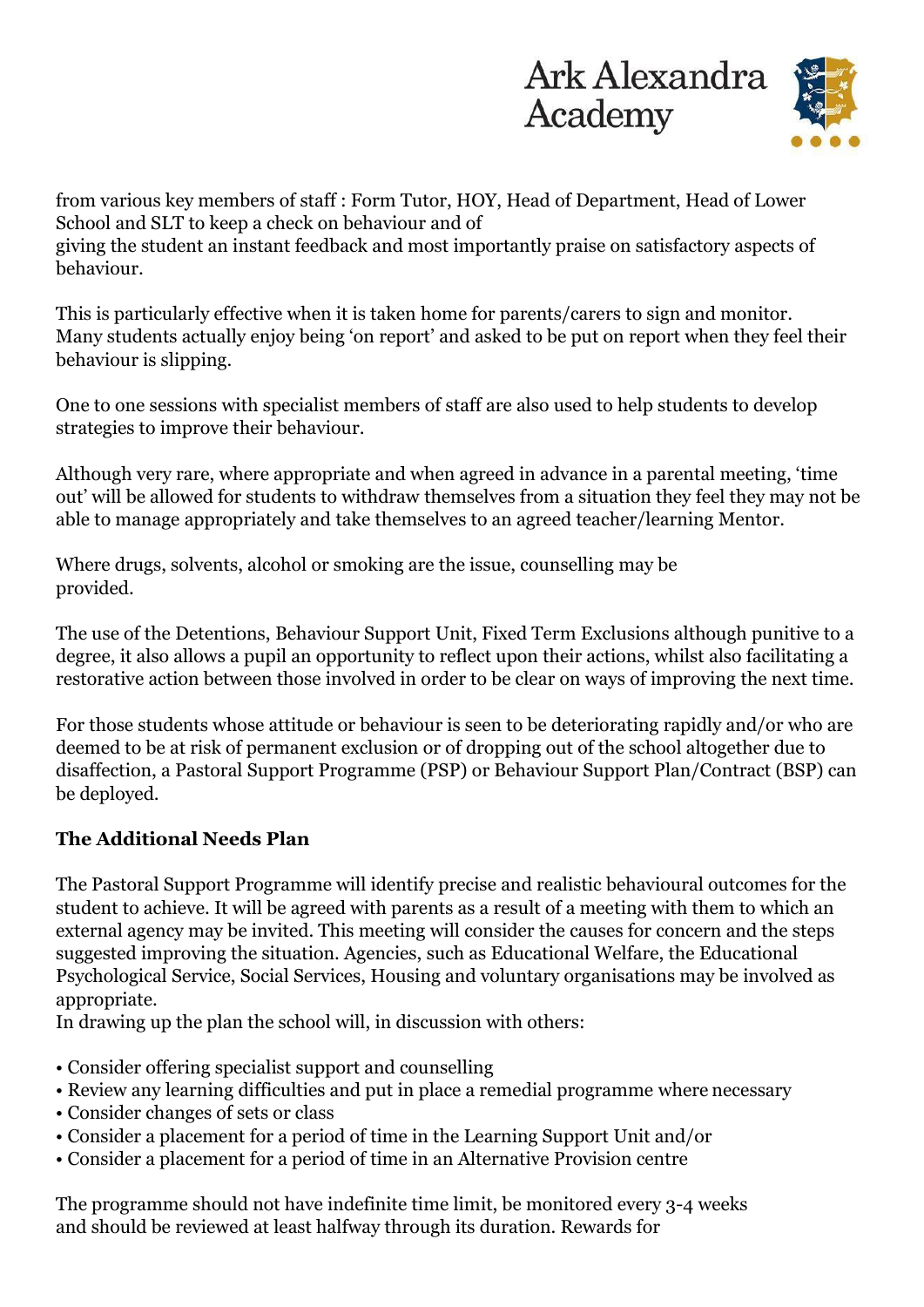from various key members of staff : Form Tutor, HOY, Head of Department, Head of Lower School and SLT to keep a check on behaviour and of giving the student an instant feedback and most importantly praise on satisfactory aspects of behaviour.

This is particularly effective when it is taken home for parents/carers to sign and monitor. Many students actually enjoy being 'on report' and asked to be put on report when they feel their behaviour is slipping.

One to one sessions with specialist members of staff are also used to help students to develop strategies to improve their behaviour.

Although very rare, where appropriate and when agreed in advance in a parental meeting, 'time out' will be allowed for students to withdraw themselves from a situation they feel they may not be able to manage appropriately and take themselves to an agreed teacher/learning Mentor.

Where drugs, solvents, alcohol or smoking are the issue, counselling may be provided.

The use of the Detentions, Behaviour Support Unit, Fixed Term Exclusions although punitive to a degree, it also allows a pupil an opportunity to reflect upon their actions, whilst also facilitating a restorative action between those involved in order to be clear on ways of improving the next time.

For those students whose attitude or behaviour is seen to be deteriorating rapidly and/or who are deemed to be at risk of permanent exclusion or of dropping out of the school altogether due to disaffection, a Pastoral Support Programme (PSP) or Behaviour Support Plan/Contract (BSP) can be deployed.

**The Additional Needs Plan**

The Pastoral Support Programme will identify precise and realistic behavioural outcomes for the student to achieve. It will be agreed with parents as a result of a meeting with them to which an external agency may be invited. This meeting will consider the causes for concern and the steps suggested improving the situation. Agencies, such as Educational Welfare, the Educational Psychological Service, Social Services, Housing and voluntary organisations may be involved as appropriate.
In drawing up the plan the school will, in discussion with others:

- Consider offering specialist support and counselling
- Review any learning difficulties and put in place a remedial programme where necessary
- Consider changes of sets or class
- Consider a placement for a period of time in the Learning Support Unit and/or
- Consider a placement for a period of time in an Alternative Provision centre

The programme should not have indefinite time limit, be monitored every 3-4 weeks and should be reviewed at least halfway through its duration. Rewards for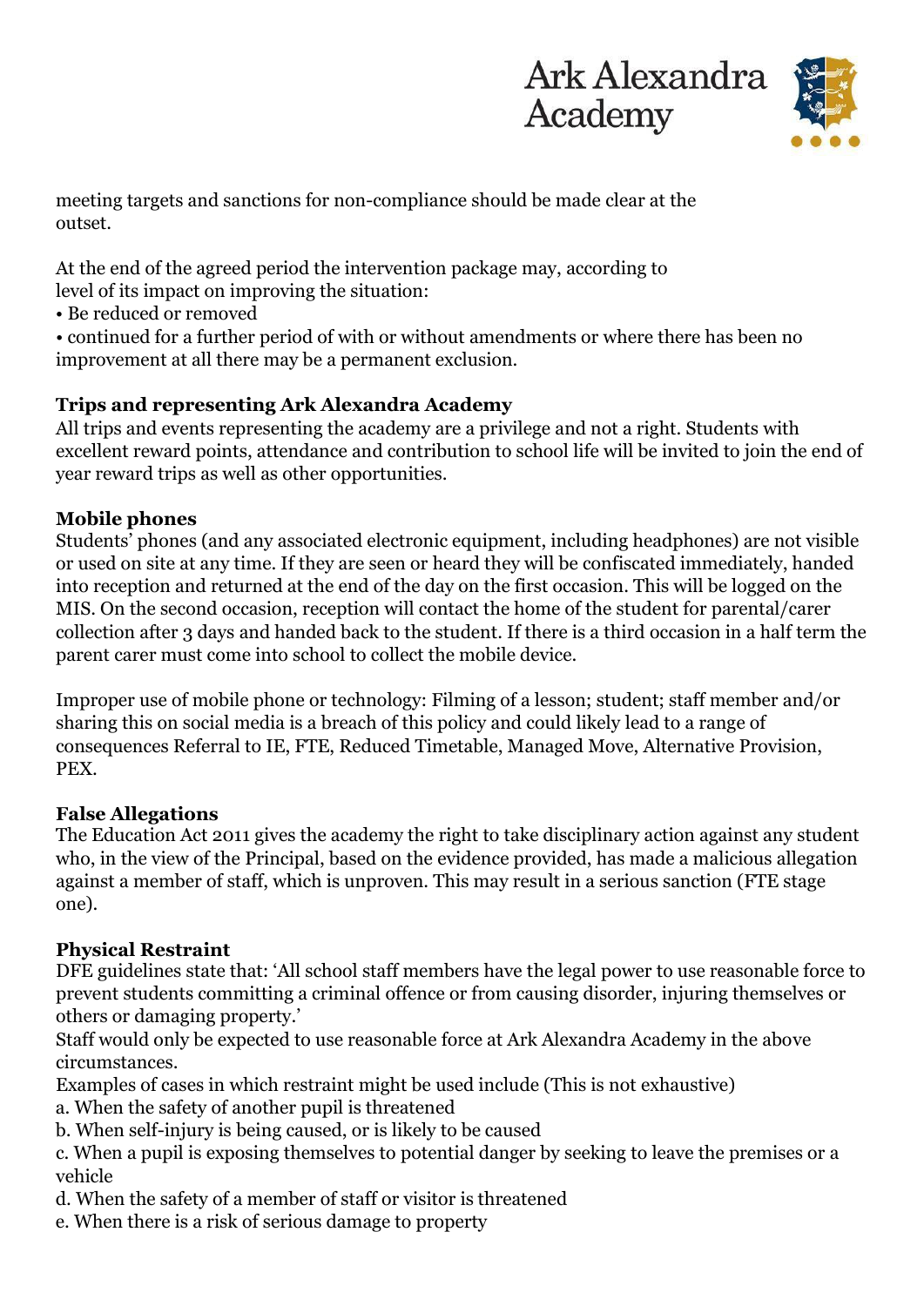meeting targets and sanctions for non-compliance should be made clear at the outset.

At the end of the agreed period the intervention package may, according to level of its impact on improving the situation:

- Be reduced or removed
- continued for a further period of with or without amendments or where there has been no improvement at all there may be a permanent exclusion.

**Trips and representing Ark Alexandra Academy**

All trips and events representing the academy are a privilege and not a right. Students with excellent reward points, attendance and contribution to school life will be invited to join the end of year reward trips as well as other opportunities.

**Mobile phones**

Students' phones (and any associated electronic equipment, including headphones) are not visible or used on site at any time. If they are seen or heard they will be confiscated immediately, handed into reception and returned at the end of the day on the first occasion. This will be logged on the MIS. On the second occasion, reception will contact the home of the student for parental/carer collection after 3 days and handed back to the student. If there is a third occasion in a half term the parent carer must come into school to collect the mobile device.

Improper use of mobile phone or technology: Filming of a lesson; student; staff member and/or sharing this on social media is a breach of this policy and could likely lead to a range of consequences Referral to IE, FTE, Reduced Timetable, Managed Move, Alternative Provision, PEX.

**False Allegations**

The Education Act 2011 gives the academy the right to take disciplinary action against any student who, in the view of the Principal, based on the evidence provided, has made a malicious allegation against a member of staff, which is unproven. This may result in a serious sanction (FTE stage one).

**Physical Restraint**

DFE guidelines state that: 'All school staff members have the legal power to use reasonable force to prevent students committing a criminal offence or from causing disorder, injuring themselves or others or damaging property.'

Staff would only be expected to use reasonable force at Ark Alexandra Academy in the above circumstances.

Examples of cases in which restraint might be used include (This is not exhaustive)

a. When the safety of another pupil is threatened
b. When self-injury is being caused, or is likely to be caused
c. When a pupil is exposing themselves to potential danger by seeking to leave the premises or a vehicle
d. When the safety of a member of staff or visitor is threatened
e. When there is a risk of serious damage to property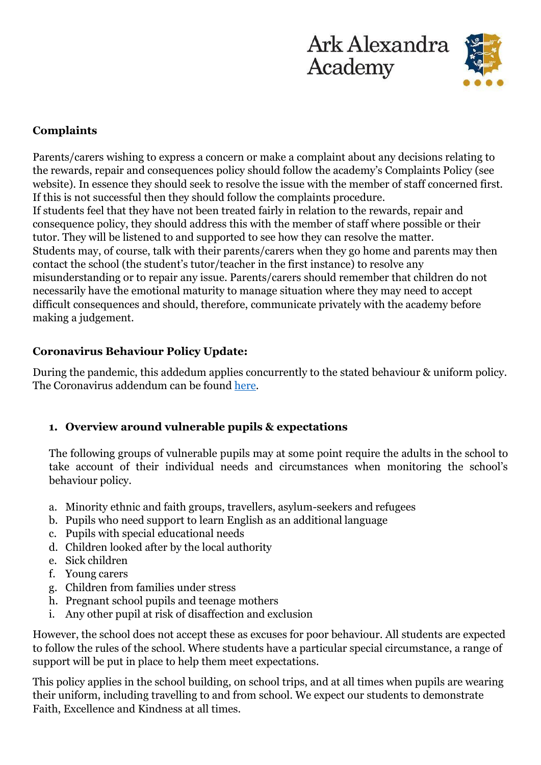**Complaints**

Parents/carers wishing to express a concern or make a complaint about any decisions relating to the rewards, repair and consequences policy should follow the academy's Complaints Policy (see website). In essence they should seek to resolve the issue with the member of staff concerned first. If this is not successful then they should follow the complaints procedure.
If students feel that they have not been treated fairly in relation to the rewards, repair and consequence policy, they should address this with the member of staff where possible or their tutor. They will be listened to and supported to see how they can resolve the matter.
Students may, of course, talk with their parents/carers when they go home and parents may then contact the school (the student's tutor/teacher in the first instance) to resolve any misunderstanding or to repair any issue. Parents/carers should remember that children do not necessarily have the emotional maturity to manage situation where they may need to accept difficult consequences and should, therefore, communicate privately with the academy before making a judgement.

**Coronavirus Behaviour Policy Update:**

During the pandemic, this addedum applies concurrently to the stated behaviour & uniform policy. The Coronavirus addendum can be found here.

1. **Overview around vulnerable pupils & expectations**

   The following groups of vulnerable pupils may at some point require the adults in the school to take account of their individual needs and circumstances when monitoring the school's behaviour policy.

a. Minority ethnic and faith groups, travellers, asylum-seekers and refugees
b. Pupils who need support to learn English as an additional language
c. Pupils with special educational needs
d. Children looked after by the local authority
e. Sick children
f. Young carers
g. Children from families under stress
h. Pregnant school pupils and teenage mothers
i. Any other pupil at risk of disaffection and exclusion

However, the school does not accept these as excuses for poor behaviour. All students are expected to follow the rules of the school. Where students have a particular special circumstance, a range of support will be put in place to help them meet expectations.

This policy applies in the school building, on school trips, and at all times when pupils are wearing their uniform, including travelling to and from school. We expect our students to demonstrate Faith, Excellence and Kindness at all times.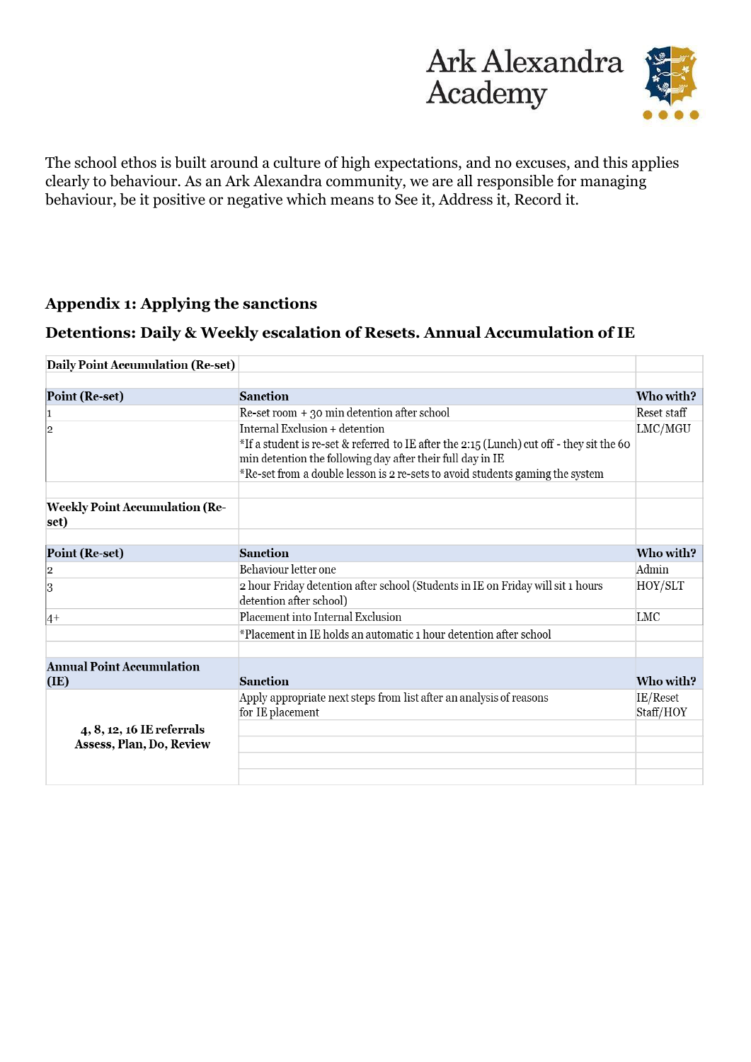The school ethos is built around a culture of high expectations, and no excuses, and this applies clearly to behaviour. As an Ark Alexandra community, we are all responsible for managing behaviour, be it positive or negative which means to See it, Address it, Record it.

## Appendix 1: Applying the sanctions

### Detentions: Daily & Weekly escalation of Resets. Annual Accumulation of IE

| **Daily Point Accumulation (Re-set)** | | |
|---|---|---|
| | | |
| **Point (Re-set)** | **Sanction** | **Who with?** |
| 1 | Re-set room + 30 min detention after school | Reset staff |
| 2 | Internal Exclusion + detention<br>*If a student is re-set & referred to IE after the 2:15 (Lunch) cut off - they sit the 60 min detention the following day after their full day in IE<br>*Re-set from a double lesson is 2 re-sets to avoid students gaming the system | LMC/MGU |
| | | |
| **Weekly Point Accumulation (Re-set)** | | |
| | | |
| **Point (Re-set)** | **Sanction** | **Who with?** |
| 2 | Behaviour letter one | Admin |
| 3 | 2 hour Friday detention after school (Students in IE on Friday will sit 1 hours detention after school) | HOY/SLT |
| 4+ | Placement into Internal Exclusion | LMC |
| | *Placement in IE holds an automatic 1 hour detention after school | |
| | | |
| **Annual Point Accumulation (IE)** | **Sanction** | **Who with?** |
| **4, 8, 12, 16 IE referrals<br>Assess, Plan, Do, Review** | Apply appropriate next steps from list after an analysis of reasons for IE placement | IE/Reset Staff/HOY |
| | | |
| | | |
| | | |
| | | |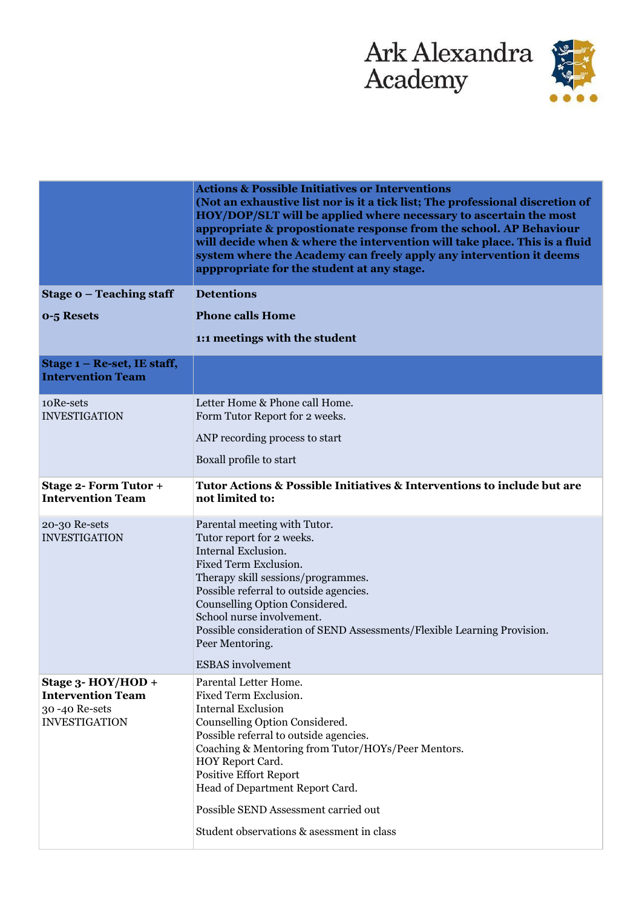| | **Actions & Possible Initiatives or Interventions (Not an exhaustive list nor is it a tick list; The professional discretion of HOY/DOP/SLT will be applied where necessary to ascertain the most appropriate & propostionate response from the school. AP Behaviour will decide when & where the intervention will take place. This is a fluid system where the Academy can freely apply any intervention it deems appropriate for the student at any stage.** |
|---|---|
| **Stage 0 – Teaching staff**<br><br>**0-5 Resets** | **Detentions**<br><br>**Phone calls Home**<br><br>**1:1 meetings with the student** |
| **Stage 1 – Re-set, IE staff, Intervention Team** | |
| 10Re-sets<br>INVESTIGATION | Letter Home & Phone call Home.<br>Form Tutor Report for 2 weeks.<br><br>ANP recording process to start<br><br>Boxall profile to start |
| **Stage 2- Form Tutor + Intervention Team** | **Tutor Actions & Possible Initiatives & Interventions to include but are not limited to:** |
| 20-30 Re-sets<br>INVESTIGATION | Parental meeting with Tutor.<br>Tutor report for 2 weeks.<br>Internal Exclusion.<br>Fixed Term Exclusion.<br>Therapy skill sessions/programmes.<br>Possible referral to outside agencies.<br>Counselling Option Considered.<br>School nurse involvement.<br>Possible consideration of SEND Assessments/Flexible Learning Provision.<br>Peer Mentoring.<br><br>ESBAS involvement |
| **Stage 3- HOY/HOD + Intervention Team**<br>30 -40 Re-sets<br>INVESTIGATION | Parental Letter Home.<br>Fixed Term Exclusion.<br>Internal Exclusion<br>Counselling Option Considered.<br>Possible referral to outside agencies.<br>Coaching & Mentoring from Tutor/HOYs/Peer Mentors.<br>HOY Report Card.<br>Positive Effort Report<br>Head of Department Report Card.<br><br>Possible SEND Assessment carried out<br><br>Student observations & asessment in class |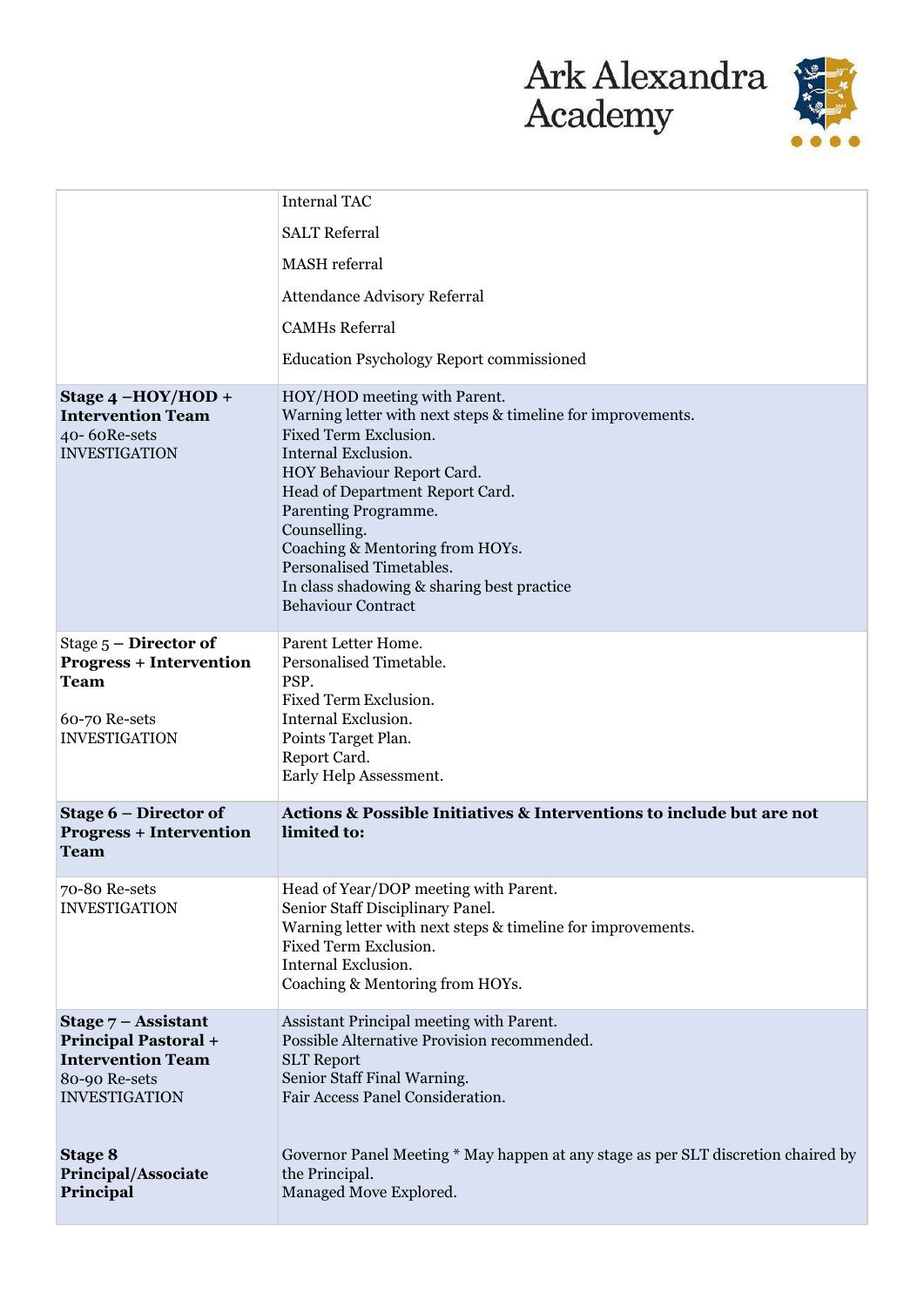| | |
|---|---|
| | Internal TAC<br>SALT Referral<br>MASH referral<br>Attendance Advisory Referral<br>CAMHs Referral<br>Education Psychology Report commissioned |
| **Stage 4 –HOY/HOD + Intervention Team**<br>40- 60Re-sets<br>INVESTIGATION | HOY/HOD meeting with Parent.<br>Warning letter with next steps & timeline for improvements.<br>Fixed Term Exclusion.<br>Internal Exclusion.<br>HOY Behaviour Report Card.<br>Head of Department Report Card.<br>Parenting Programme.<br>Counselling.<br>Coaching & Mentoring from HOYs.<br>Personalised Timetables.<br>In class shadowing & sharing best practice<br>Behaviour Contract |
| Stage 5 – **Director of Progress + Intervention Team**<br><br>60-70 Re-sets<br>INVESTIGATION | Parent Letter Home.<br>Personalised Timetable.<br>PSP.<br>Fixed Term Exclusion.<br>Internal Exclusion.<br>Points Target Plan.<br>Report Card.<br>Early Help Assessment. |
| **Stage 6 – Director of Progress + Intervention Team** | **Actions & Possible Initiatives & Interventions to include but are not limited to:** |
| 70-80 Re-sets<br>INVESTIGATION | Head of Year/DOP meeting with Parent.<br>Senior Staff Disciplinary Panel.<br>Warning letter with next steps & timeline for improvements.<br>Fixed Term Exclusion.<br>Internal Exclusion.<br>Coaching & Mentoring from HOYs. |
| **Stage 7 – Assistant Principal Pastoral + Intervention Team**<br>80-90 Re-sets<br>INVESTIGATION | Assistant Principal meeting with Parent.<br>Possible Alternative Provision recommended.<br>SLT Report<br>Senior Staff Final Warning.<br>Fair Access Panel Consideration. |
| **Stage 8 Principal/Associate Principal** | Governor Panel Meeting * May happen at any stage as per SLT discretion chaired by the Principal.<br>Managed Move Explored. |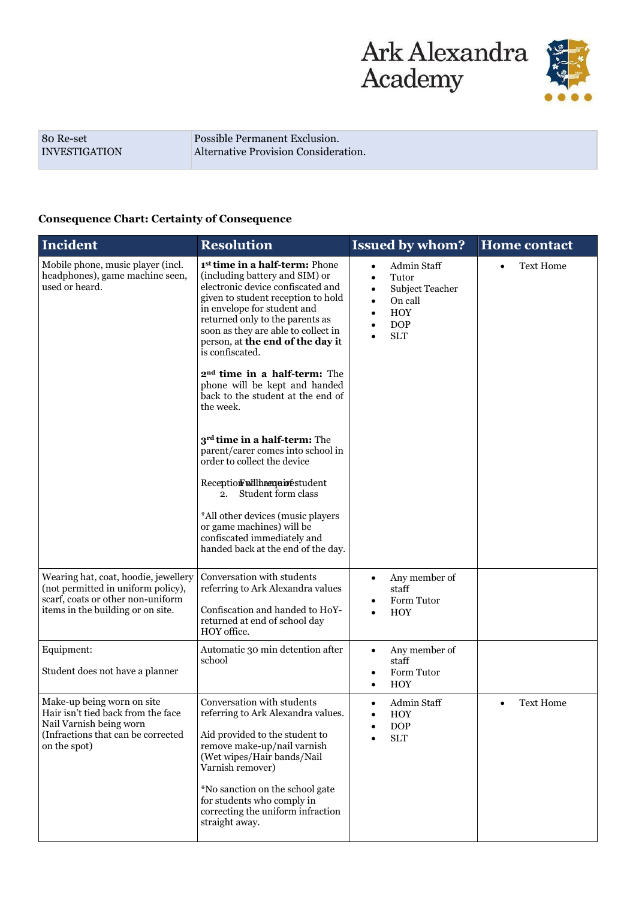| 80 Re-set INVESTIGATION | Possible Permanent Exclusion. Alternative Provision Consideration. |
|---|---|

**Consequence Chart: Certainty of Consequence**

| Incident | Resolution | Issued by whom? | Home contact |
|---|---|---|---|
| Mobile phone, music player (incl. headphones), game machine seen, used or heard. | **1st time in a half-term:** Phone (including battery and SIM) or electronic device confiscated and given to student reception to hold in envelope for student and returned only to the parents as soon as they are able to collect in person, at **the end of the day** it is confiscated.<br><br>**2nd time in a half-term:** The phone will be kept and handed back to the student at the end of the week.<br><br>**3rd time in a half-term:** The parent/carer comes into school in order to collect the device<br><br>Reception will have: Full name of student<br>2. Student form class<br><br>*All other devices (music players or game machines) will be confiscated immediately and handed back at the end of the day. | • Admin Staff<br>• Tutor<br>• Subject Teacher<br>• On call<br>• HOY<br>• DOP<br>• SLT | • Text Home |
| Wearing hat, coat, hoodie, jewellery (not permitted in uniform policy), scarf, coats or other non-uniform items in the building or on site. | Conversation with students referring to Ark Alexandra values<br><br>Confiscation and handed to HoY- returned at end of school day HOY office. | • Any member of staff<br>• Form Tutor<br>• HOY | |
| Equipment:<br><br>Student does not have a planner | Automatic 30 min detention after school | • Any member of staff<br>• Form Tutor<br>• HOY | |
| Make-up being worn on site<br>Hair isn't tied back from the face<br>Nail Varnish being worn<br>(Infractions that can be corrected on the spot) | Conversation with students referring to Ark Alexandra values.<br><br>Aid provided to the student to remove make-up/nail varnish (Wet wipes/Hair bands/Nail Varnish remover)<br><br>*No sanction on the school gate for students who comply in correcting the uniform infraction straight away. | • Admin Staff<br>• HOY<br>• DOP<br>• SLT | • Text Home |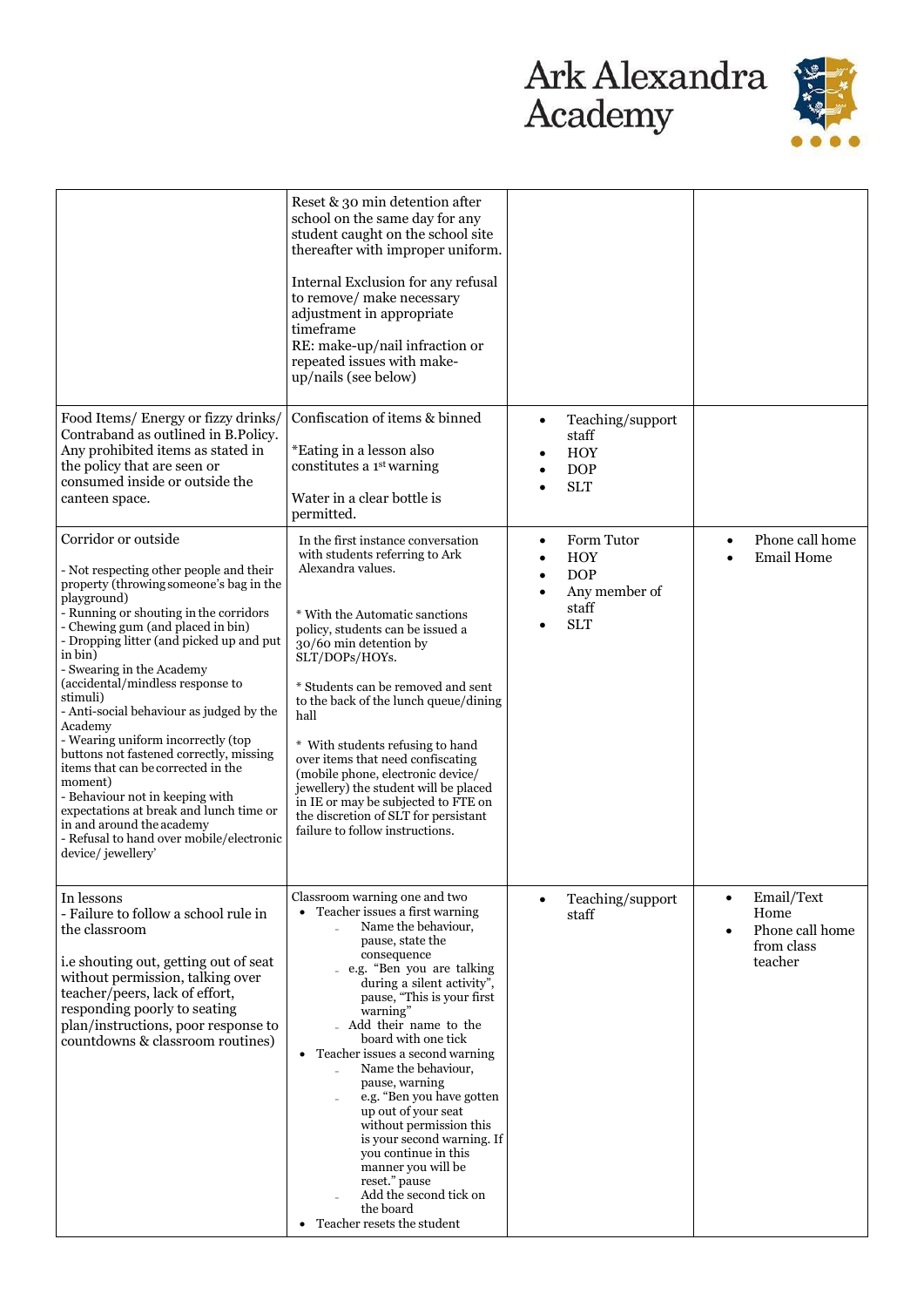| | | | |
|---|---|---|---|
| | Reset & 30 min detention after school on the same day for any student caught on the school site thereafter with improper uniform.<br><br>Internal Exclusion for any refusal to remove/ make necessary adjustment in appropriate timeframe<br>RE: make-up/nail infraction or repeated issues with make-up/nails (see below) | | |
| Food Items/ Energy or fizzy drinks/ Contraband as outlined in B.Policy. Any prohibited items as stated in the policy that are seen or consumed inside or outside the canteen space. | Confiscation of items & binned<br><br>*Eating in a lesson also constitutes a 1st warning<br><br>Water in a clear bottle is permitted. | • Teaching/support staff<br>• HOY<br>• DOP<br>• SLT | |
| Corridor or outside<br><br>- Not respecting other people and their property (throwing someone's bag in the playground)<br>- Running or shouting in the corridors<br>- Chewing gum (and placed in bin)<br>- Dropping litter (and picked up and put in bin)<br>- Swearing in the Academy (accidental/mindless response to stimuli)<br>- Anti-social behaviour as judged by the Academy<br>- Wearing uniform incorrectly (top buttons not fastened correctly, missing items that can be corrected in the moment)<br>- Behaviour not in keeping with expectations at break and lunch time or in and around the academy<br>- Refusal to hand over mobile/electronic device/ jewellery' | In the first instance conversation with students referring to Ark Alexandra values.<br><br>* With the Automatic sanctions policy, students can be issued a 30/60 min detention by SLT/DOPs/HOYs.<br><br>* Students can be removed and sent to the back of the lunch queue/dining hall<br><br>* With students refusing to hand over items that need confiscating (mobile phone, electronic device/ jewellery) the student will be placed in IE or may be subjected to FTE on the discretion of SLT for persistant failure to follow instructions. | • Form Tutor<br>• HOY<br>• DOP<br>• Any member of staff<br>• SLT | • Phone call home<br>• Email Home |
| In lessons<br>- Failure to follow a school rule in the classroom<br><br>i.e shouting out, getting out of seat without permission, talking over teacher/peers, lack of effort, responding poorly to seating plan/instructions, poor response to countdowns & classroom routines) | Classroom warning one and two<br>• Teacher issues a first warning<br>  - Name the behaviour, pause, state the consequence<br>  - e.g. "Ben you are talking during a silent activity", pause, "This is your first warning"<br>  - Add their name to the board with one tick<br>• Teacher issues a second warning<br>  - Name the behaviour, pause, warning<br>  - e.g. "Ben you have gotten up out of your seat without permission this is your second warning. If you continue in this manner you will be reset." pause<br>  - Add the second tick on the board<br>• Teacher resets the student | • Teaching/support staff | • Email/Text Home<br>• Phone call home from class teacher |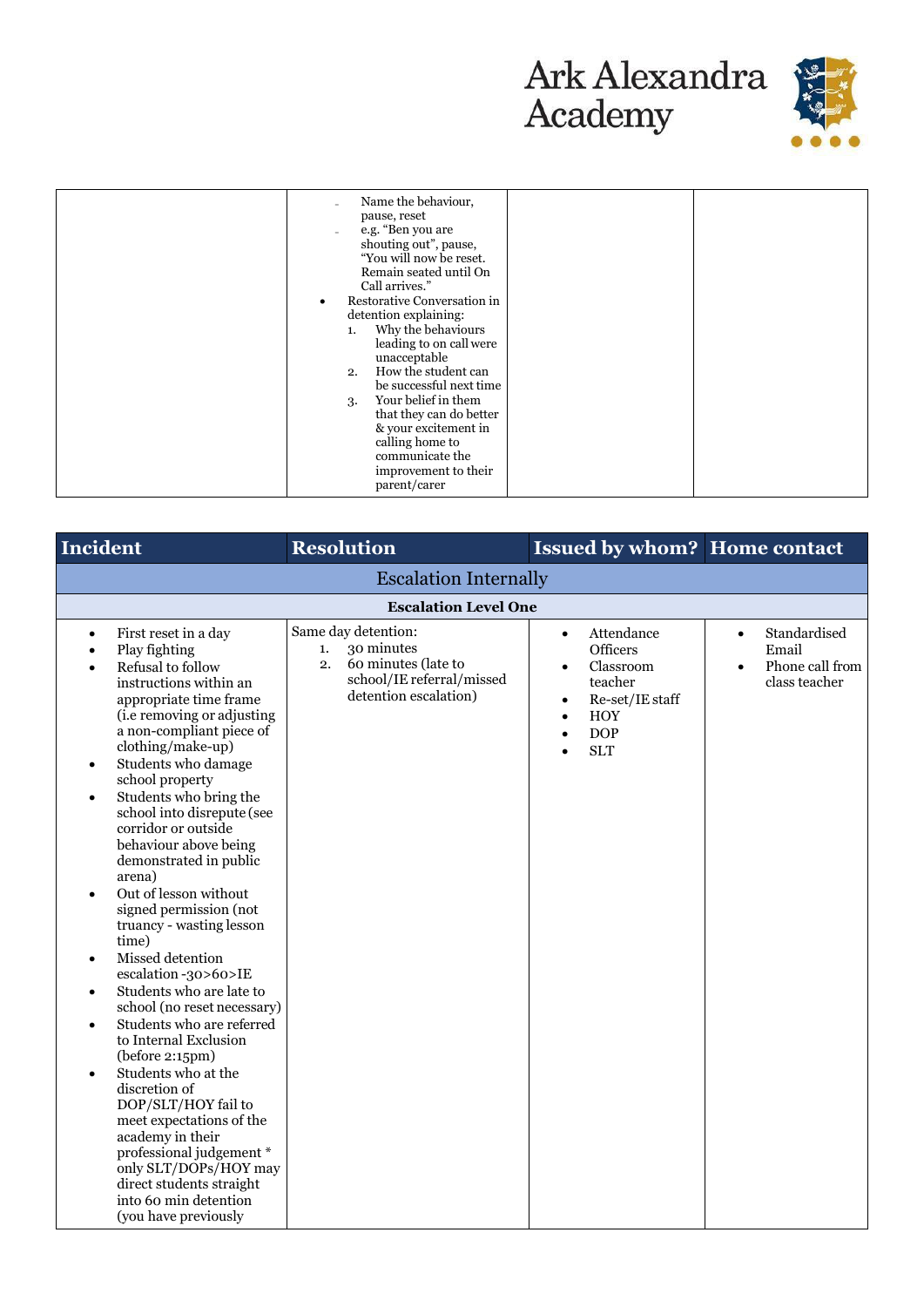| | | | |
|---|---|---|---|
| | - Name the behaviour, pause, reset<br>- e.g. "Ben you are shouting out", pause, "You will now be reset. Remain seated until On Call arrives."<br>• Restorative Conversation in detention explaining:<br>1. Why the behaviours leading to on call were unacceptable<br>2. How the student can be successful next time<br>3. Your belief in them that they can do better & your excitement in calling home to communicate the improvement to their parent/carer | | |

| Incident | Resolution | Issued by whom? | Home contact |
|---|---|---|---|
| **Escalation Internally** | | | |
| **Escalation Level One** | | | |
| • First reset in a day<br>• Play fighting<br>• Refusal to follow instructions within an appropriate time frame (i.e removing or adjusting a non-compliant piece of clothing/make-up)<br>• Students who damage school property<br>• Students who bring the school into disrepute (see corridor or outside behaviour above being demonstrated in public arena)<br>• Out of lesson without signed permission (not truancy - wasting lesson time)<br>• Missed detention escalation -30>60>IE<br>• Students who are late to school (no reset necessary)<br>• Students who are referred to Internal Exclusion (before 2:15pm)<br>• Students who at the discretion of DOP/SLT/HOY fail to meet expectations of the academy in their professional judgement * only SLT/DOPs/HOY may direct students straight into 60 min detention (you have previously | Same day detention:<br>1. 30 minutes<br>2. 60 minutes (late to school/IE referral/missed detention escalation) | • Attendance Officers<br>• Classroom teacher<br>• Re-set/IE staff<br>• HOY<br>• DOP<br>• SLT | • Standardised Email<br>• Phone call from class teacher |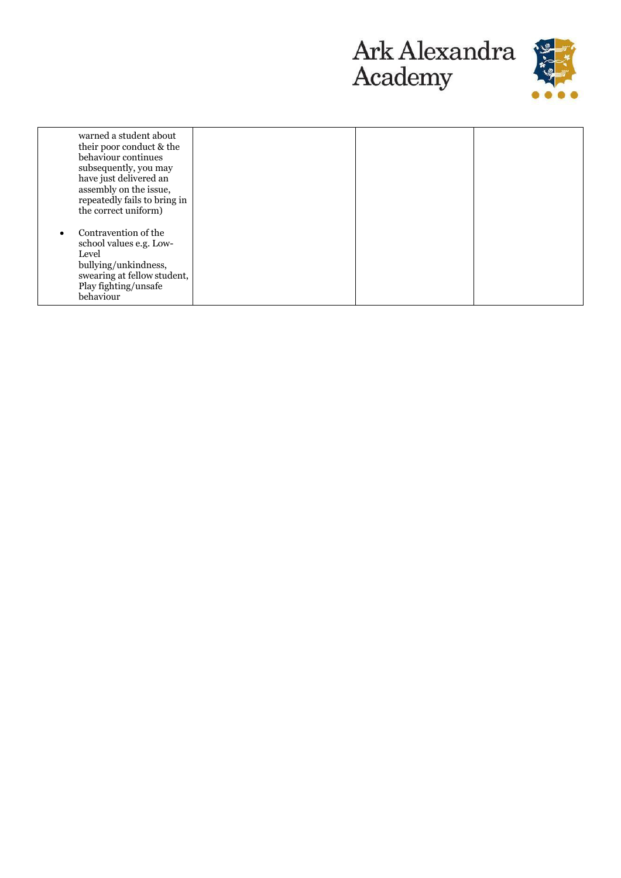| | | | |
|---|---|---|---|
| warned a student about their poor conduct & the behaviour continues subsequently, you may have just delivered an assembly on the issue, repeatedly fails to bring in the correct uniform)<br><br>• Contravention of the school values e.g. Low-Level bullying/unkindness, swearing at fellow student, Play fighting/unsafe behaviour | | | |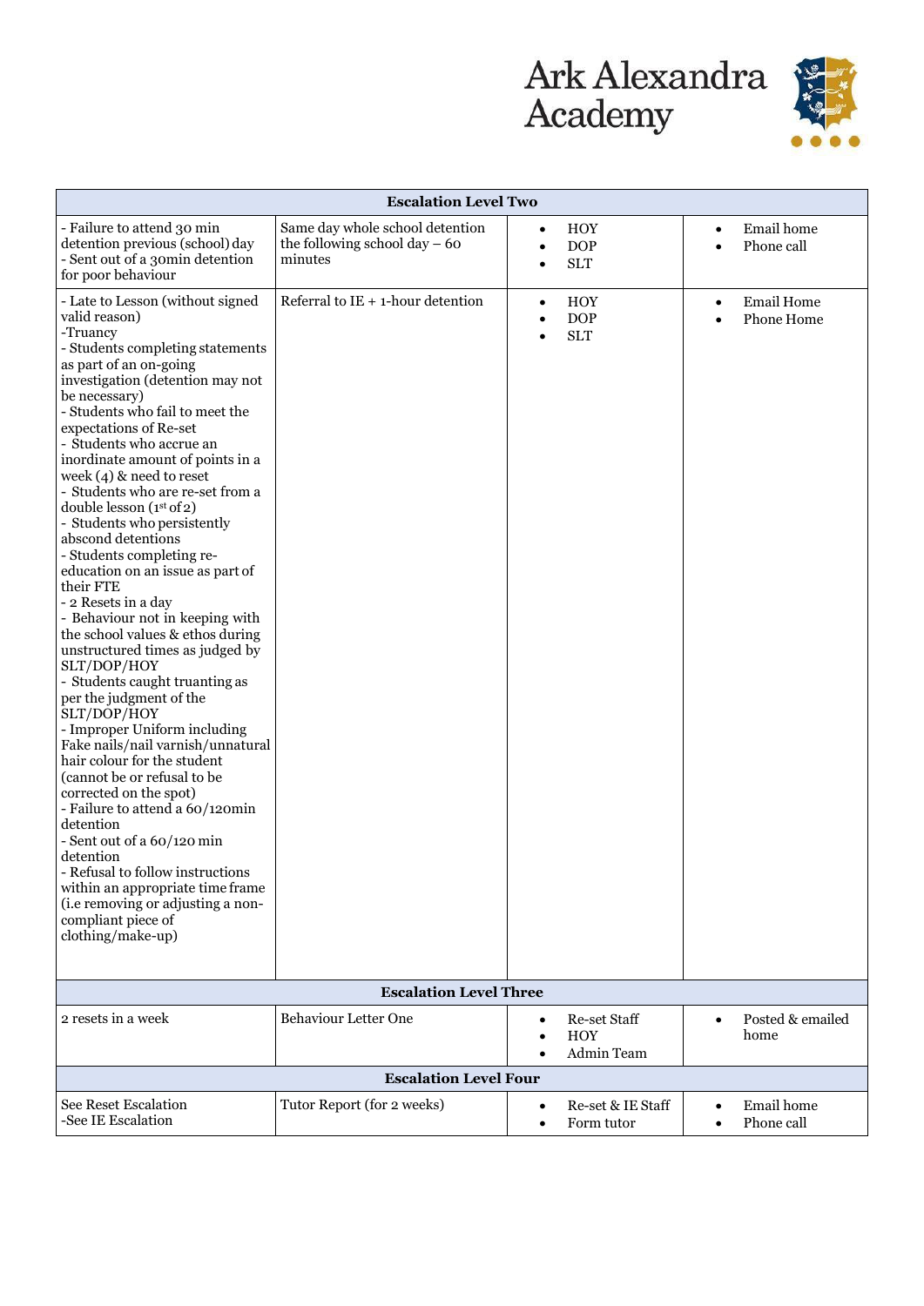| Escalation Level Two | | | |
|---|---|---|---|
| - Failure to attend 30 min detention previous (school) day<br>- Sent out of a 30min detention for poor behaviour | Same day whole school detention the following school day – 60 minutes | • HOY<br>• DOP<br>• SLT | • Email home<br>• Phone call |
| - Late to Lesson (without signed valid reason)<br>-Truancy<br>- Students completing statements as part of an on-going investigation (detention may not be necessary)<br>- Students who fail to meet the expectations of Re-set<br>- Students who accrue an inordinate amount of points in a week (4) & need to reset<br>- Students who are re-set from a double lesson (1st of 2)<br>- Students who persistently abscond detentions<br>- Students completing re-education on an issue as part of their FTE<br>- 2 Resets in a day<br>- Behaviour not in keeping with the school values & ethos during unstructured times as judged by SLT/DOP/HOY<br>- Students caught truanting as per the judgment of the SLT/DOP/HOY<br>- Improper Uniform including Fake nails/nail varnish/unnatural hair colour for the student (cannot be or refusal to be corrected on the spot)<br>- Failure to attend a 60/120min detention<br>- Sent out of a 60/120 min detention<br>- Refusal to follow instructions within an appropriate time frame (i.e removing or adjusting a non-compliant piece of clothing/make-up) | Referral to IE + 1-hour detention | • HOY<br>• DOP<br>• SLT | • Email Home<br>• Phone Home |
| **Escalation Level Three** | | | |
| 2 resets in a week | Behaviour Letter One | • Re-set Staff<br>• HOY<br>• Admin Team | • Posted & emailed home |
| **Escalation Level Four** | | | |
| See Reset Escalation<br>-See IE Escalation | Tutor Report (for 2 weeks) | • Re-set & IE Staff<br>• Form tutor | • Email home<br>• Phone call |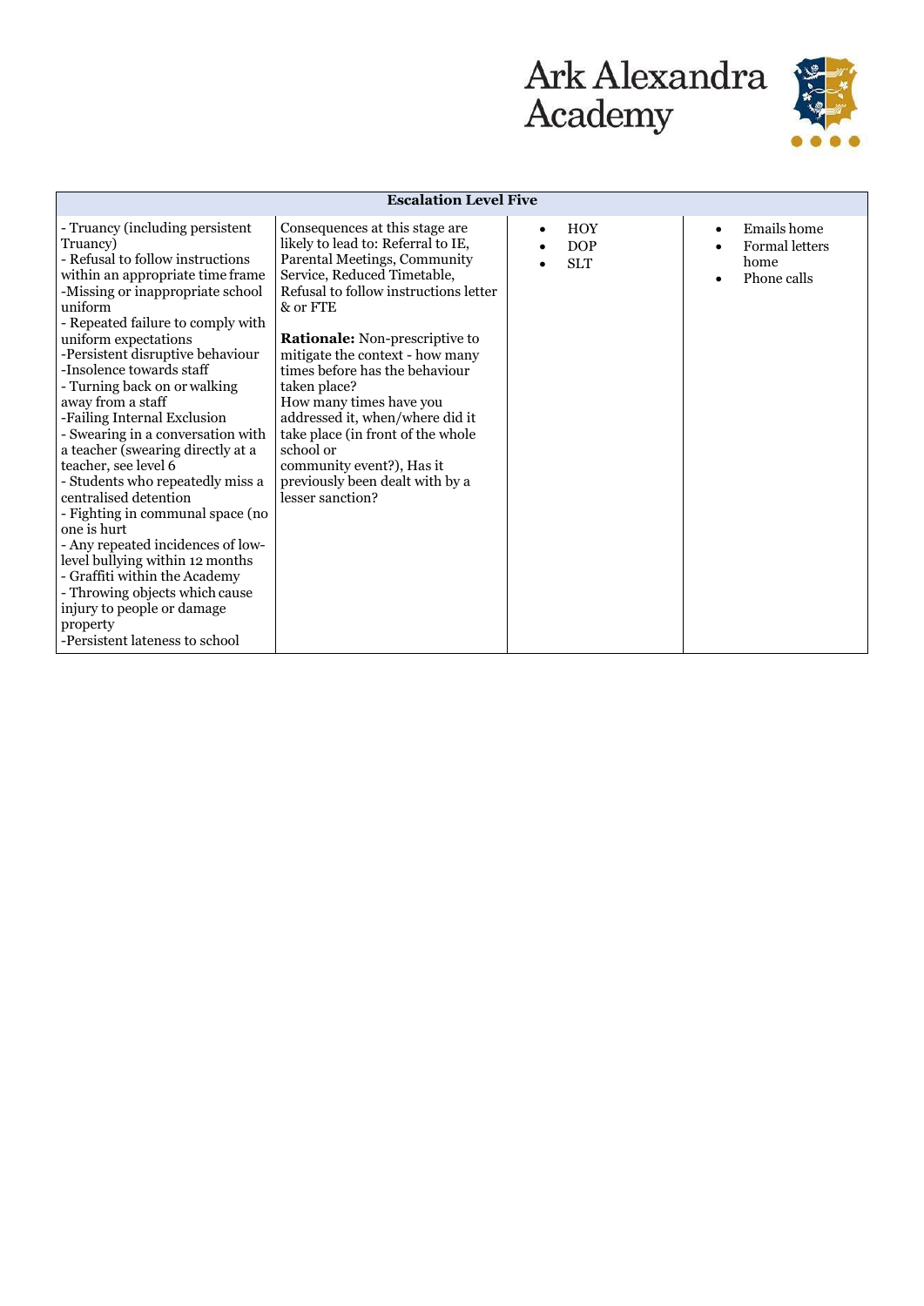| Escalation Level Five | | | |
|---|---|---|---|
| - Truancy (including persistent Truancy)<br>- Refusal to follow instructions within an appropriate time frame<br>-Missing or inappropriate school uniform<br>- Repeated failure to comply with uniform expectations<br>-Persistent disruptive behaviour<br>-Insolence towards staff<br>- Turning back on or walking away from a staff<br>-Failing Internal Exclusion<br>- Swearing in a conversation with a teacher (swearing directly at a teacher, see level 6<br>- Students who repeatedly miss a centralised detention<br>- Fighting in communal space (no one is hurt<br>- Any repeated incidences of low-level bullying within 12 months<br>- Graffiti within the Academy<br>- Throwing objects which cause injury to people or damage property<br>-Persistent lateness to school | Consequences at this stage are likely to lead to: Referral to IE, Parental Meetings, Community Service, Reduced Timetable, Refusal to follow instructions letter & or FTE<br><br>**Rationale:** Non-prescriptive to mitigate the context - how many times before has the behaviour taken place?<br>How many times have you addressed it, when/where did it take place (in front of the whole school or<br>community event?), Has it previously been dealt with by a lesser sanction? | • HOY<br>• DOP<br>• SLT | • Emails home<br>• Formal letters home<br>• Phone calls |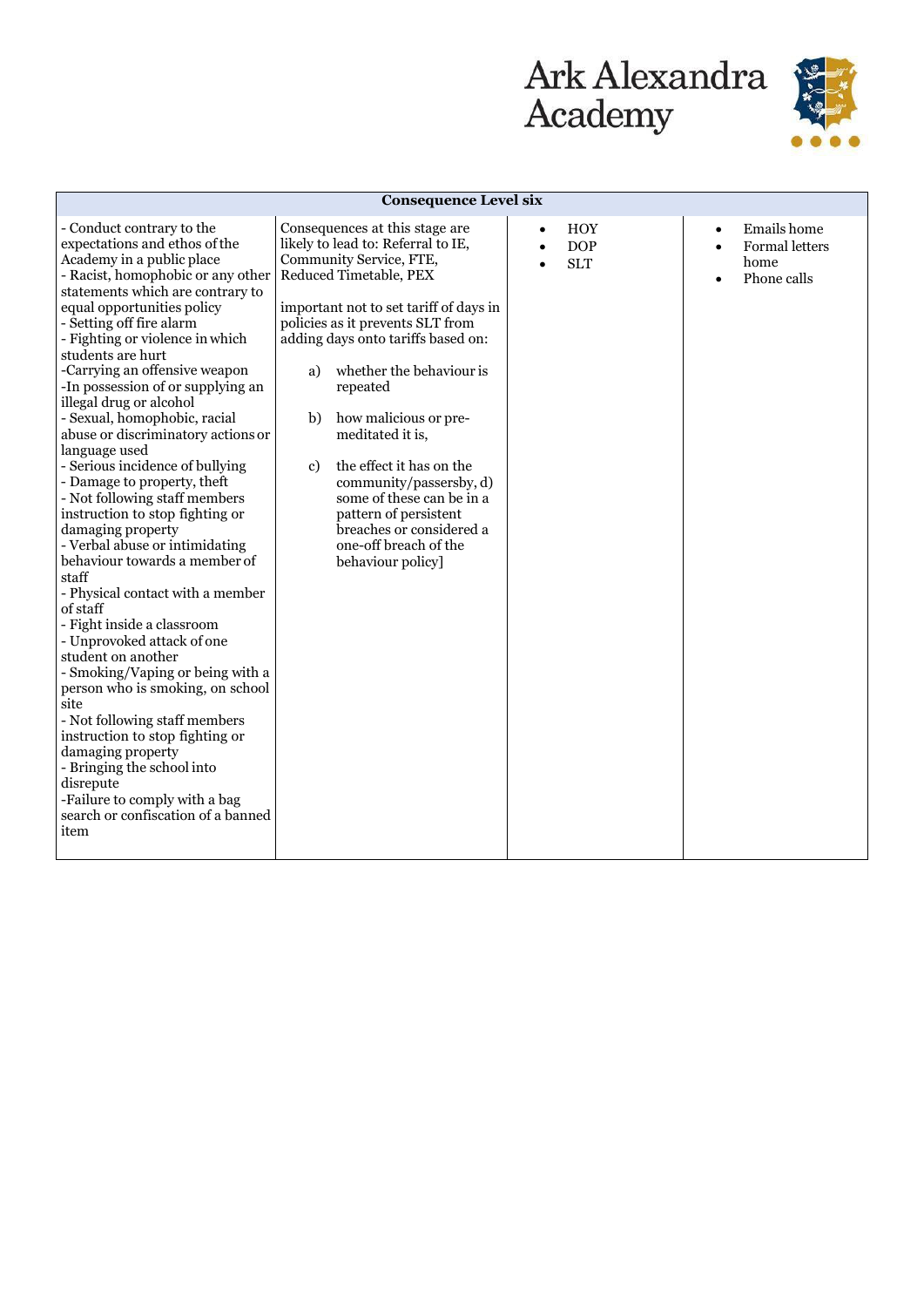| Consequence Level six | | | |
|---|---|---|---|
| - Conduct contrary to the expectations and ethos of the Academy in a public place<br>- Racist, homophobic or any other statements which are contrary to equal opportunities policy<br>- Setting off fire alarm<br>- Fighting or violence in which students are hurt<br>-Carrying an offensive weapon<br>-In possession of or supplying an illegal drug or alcohol<br>- Sexual, homophobic, racial abuse or discriminatory actions or language used<br>- Serious incidence of bullying<br>- Damage to property, theft<br>- Not following staff members instruction to stop fighting or damaging property<br>- Verbal abuse or intimidating behaviour towards a member of staff<br>- Physical contact with a member of staff<br>- Fight inside a classroom<br>- Unprovoked attack of one student on another<br>- Smoking/Vaping or being with a person who is smoking, on school site<br>- Not following staff members instruction to stop fighting or damaging property<br>- Bringing the school into disrepute<br>-Failure to comply with a bag search or confiscation of a banned item | Consequences at this stage are likely to lead to: Referral to IE, Community Service, FTE, Reduced Timetable, PEX<br><br>important not to set tariff of days in policies as it prevents SLT from adding days onto tariffs based on:<br><br>a) whether the behaviour is repeated<br><br>b) how malicious or pre-meditated it is,<br><br>c) the effect it has on the community/passersby, d) some of these can be in a pattern of persistent breaches or considered a one-off breach of the behaviour policy] | • HOY<br>• DOP<br>• SLT | • Emails home<br>• Formal letters home<br>• Phone calls |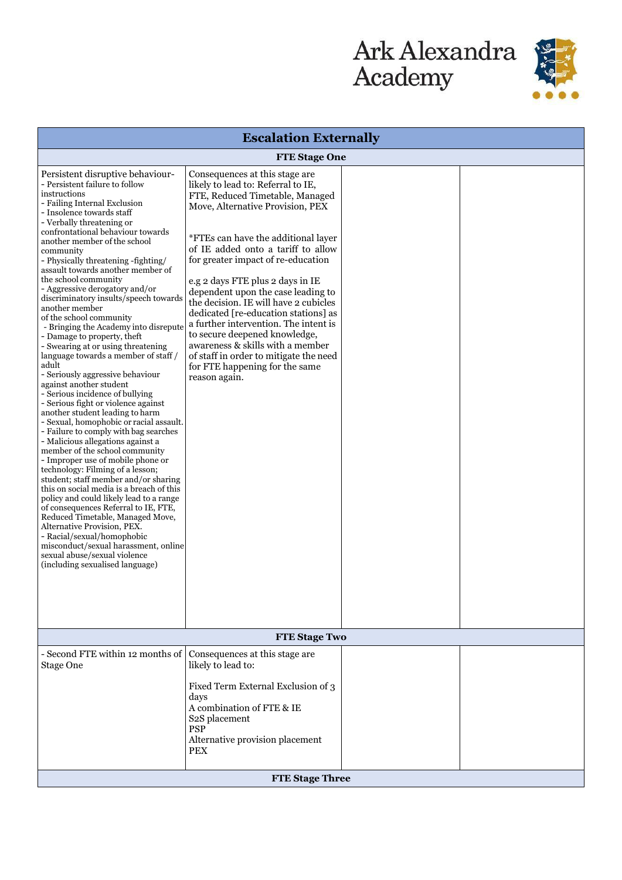| Escalation Externally | | | |
|---|---|---|---|
| **FTE Stage One** | | | |
| Persistent disruptive behaviour- <br>- Persistent failure to follow instructions <br>- Failing Internal Exclusion <br>- Insolence towards staff <br>- Verbally threatening or confrontational behaviour towards another member of the school community <br>- Physically threatening -fighting/ assault towards another member of the school community <br>- Aggressive derogatory and/or discriminatory insults/speech towards another member of the school community <br>- Bringing the Academy into disrepute <br>- Damage to property, theft <br>- Swearing at or using threatening language towards a member of staff / adult <br>- Seriously aggressive behaviour against another student <br>- Serious incidence of bullying <br>- Serious fight or violence against another student leading to harm <br>- Sexual, homophobic or racial assault. <br>- Failure to comply with bag searches <br>- Malicious allegations against a member of the school community <br>- Improper use of mobile phone or technology: Filming of a lesson; student; staff member and/or sharing this on social media is a breach of this policy and could likely lead to a range of consequences Referral to IE, FTE, Reduced Timetable, Managed Move, Alternative Provision, PEX. <br>- Racial/sexual/homophobic misconduct/sexual harassment, online sexual abuse/sexual violence (including sexualised language) | Consequences at this stage are likely to lead to: Referral to IE, FTE, Reduced Timetable, Managed Move, Alternative Provision, PEX <br><br>*FTEs can have the additional layer of IE added onto a tariff to allow for greater impact of re-education <br><br>e.g 2 days FTE plus 2 days in IE dependent upon the case leading to the decision. IE will have 2 cubicles dedicated [re-education stations] as a further intervention. The intent is to secure deepened knowledge, awareness & skills with a member of staff in order to mitigate the need for FTE happening for the same reason again. | | |
| **FTE Stage Two** | | | |
| - Second FTE within 12 months of Stage One | Consequences at this stage are likely to lead to: <br><br>Fixed Term External Exclusion of 3 days <br>A combination of FTE & IE <br>S2S placement <br>PSP <br>Alternative provision placement <br>PEX | | |
| **FTE Stage Three** | | | |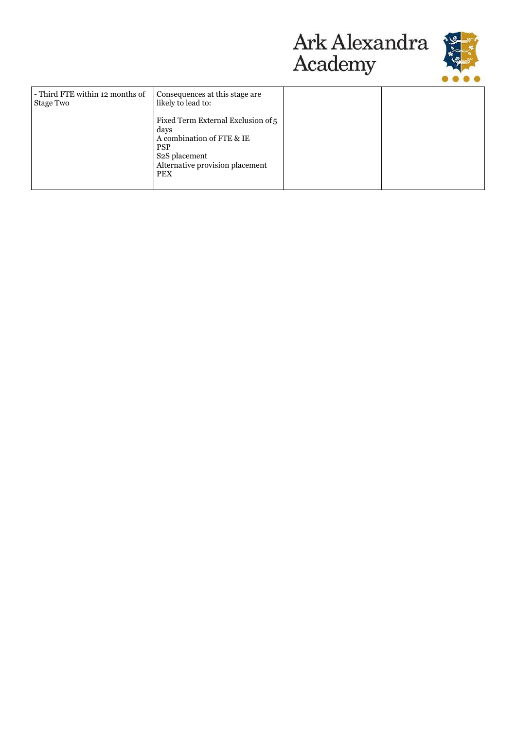| | | | |
|---|---|---|---|
| - Third FTE within 12 months of Stage Two | Consequences at this stage are likely to lead to:<br><br>Fixed Term External Exclusion of 5 days<br>A combination of FTE & IE<br>PSP<br>S2S placement<br>Alternative provision placement<br>PEX | | |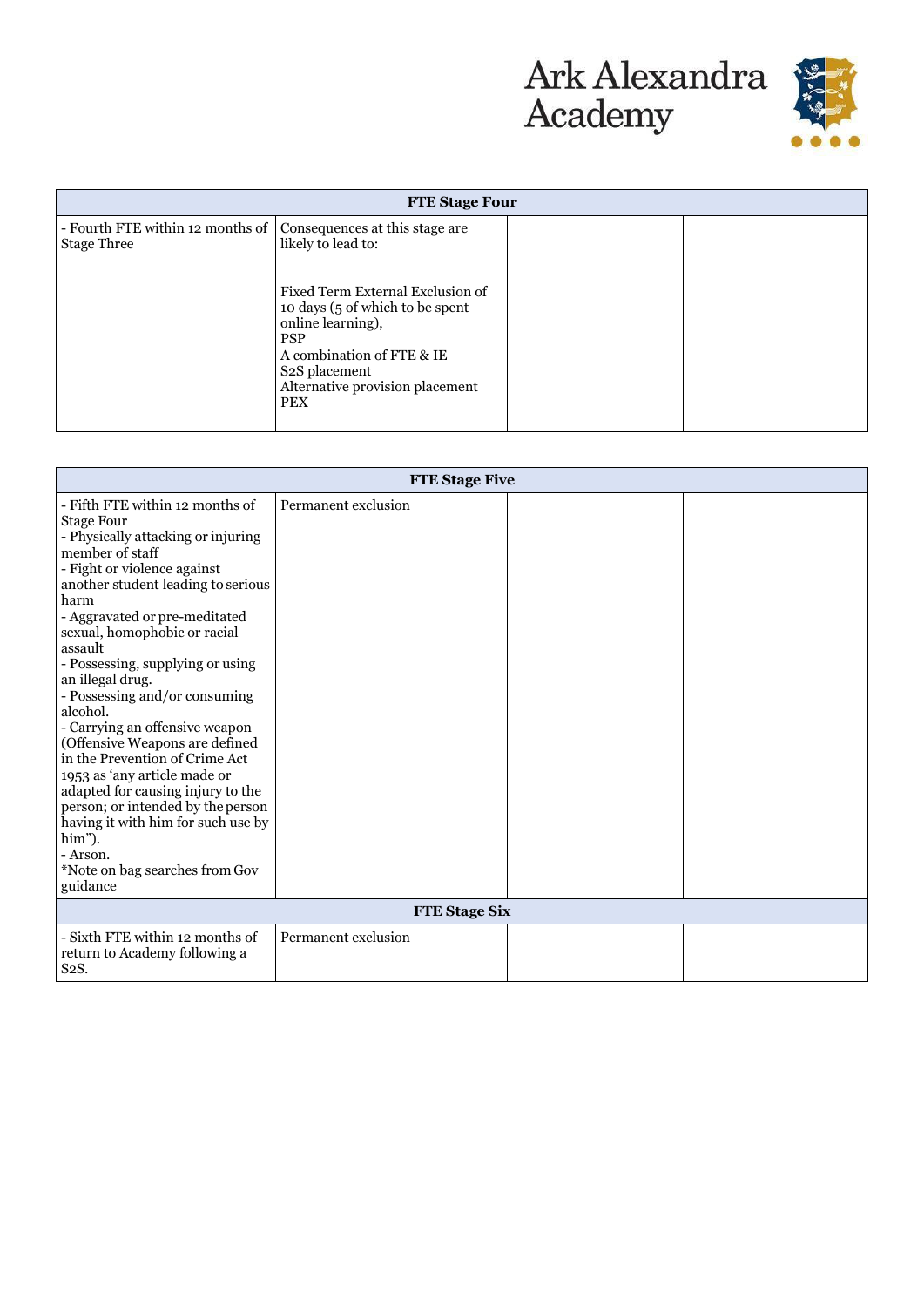| FTE Stage Four | | | |
|---|---|---|---|
| - Fourth FTE within 12 months of Stage Three | Consequences at this stage are likely to lead to:<br><br>Fixed Term External Exclusion of 10 days (5 of which to be spent online learning),<br>PSP<br>A combination of FTE & IE<br>S2S placement<br>Alternative provision placement<br>PEX | | |

| FTE Stage Five | | | |
|---|---|---|---|
| - Fifth FTE within 12 months of Stage Four<br>- Physically attacking or injuring member of staff<br>- Fight or violence against another student leading to serious harm<br>- Aggravated or pre-meditated sexual, homophobic or racial assault<br>- Possessing, supplying or using an illegal drug.<br>- Possessing and/or consuming alcohol.<br>- Carrying an offensive weapon (Offensive Weapons are defined in the Prevention of Crime Act 1953 as 'any article made or adapted for causing injury to the person; or intended by the person having it with him for such use by him").<br>- Arson.<br>*Note on bag searches from Gov guidance | Permanent exclusion | | |
| **FTE Stage Six** | | | |
| - Sixth FTE within 12 months of return to Academy following a S2S. | Permanent exclusion | | |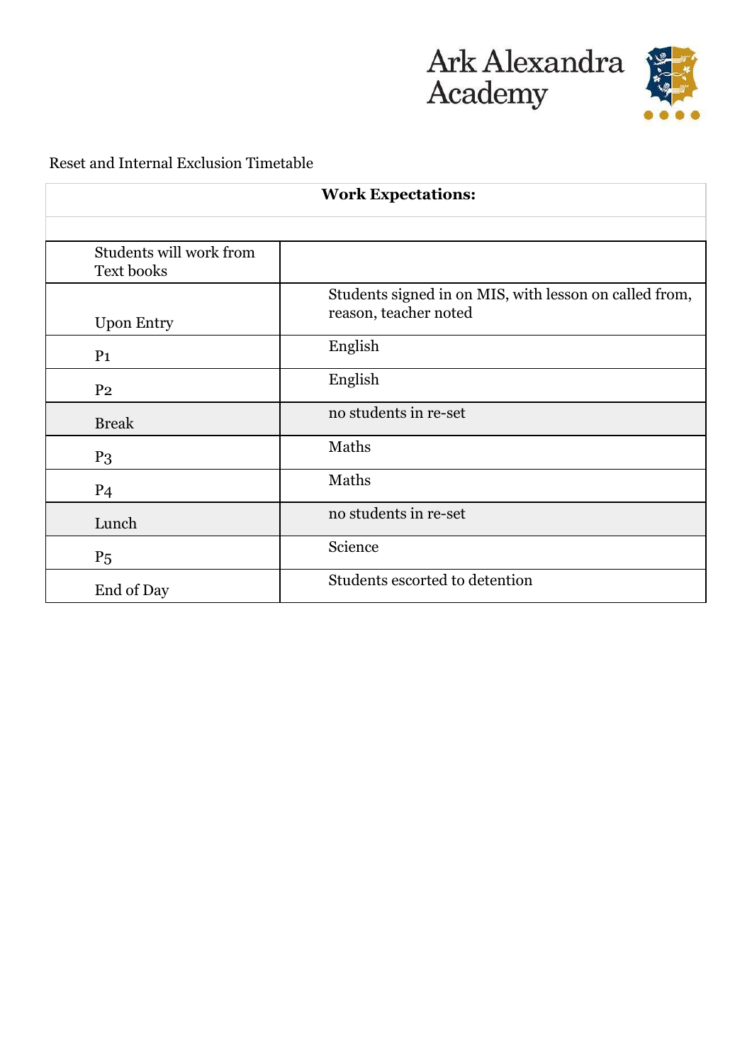Reset and Internal Exclusion Timetable

| **Work Expectations:** | |
|---|---|
| | |
| Students will work from Text books | |
| Upon Entry | Students signed in on MIS, with lesson on called from, reason, teacher noted |
| P1 | English |
| P2 | English |
| Break | no students in re-set |
| P3 | Maths |
| P4 | Maths |
| Lunch | no students in re-set |
| P5 | Science |
| End of Day | Students escorted to detention |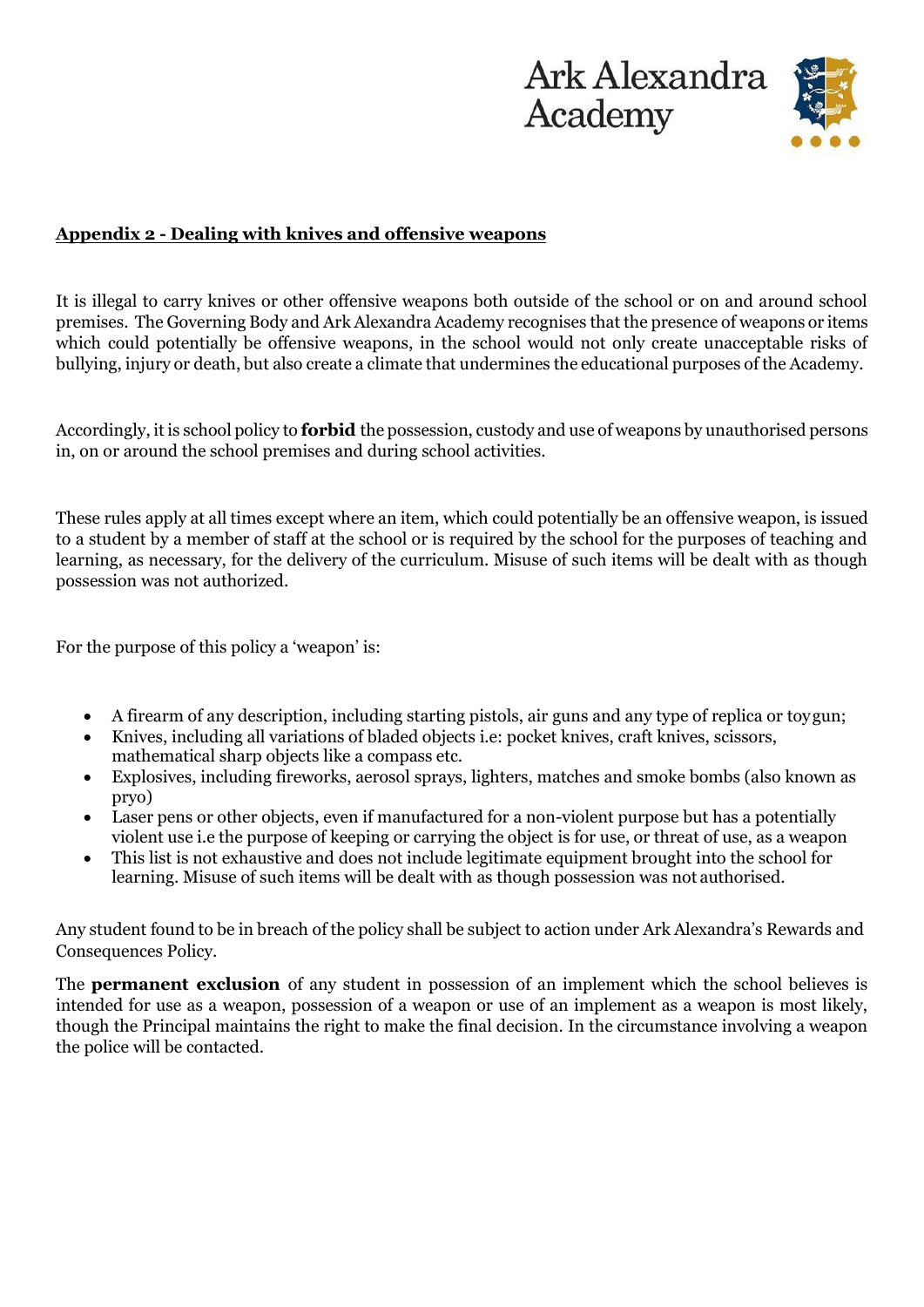## Appendix 2 - Dealing with knives and offensive weapons

It is illegal to carry knives or other offensive weapons both outside of the school or on and around school premises. The Governing Body and Ark Alexandra Academy recognises that the presence of weapons or items which could potentially be offensive weapons, in the school would not only create unacceptable risks of bullying, injury or death, but also create a climate that undermines the educational purposes of the Academy.

Accordingly, it is school policy to **forbid** the possession, custody and use of weapons by unauthorised persons in, on or around the school premises and during school activities.

These rules apply at all times except where an item, which could potentially be an offensive weapon, is issued to a student by a member of staff at the school or is required by the school for the purposes of teaching and learning, as necessary, for the delivery of the curriculum. Misuse of such items will be dealt with as though possession was not authorized.

For the purpose of this policy a 'weapon' is:

- A firearm of any description, including starting pistols, air guns and any type of replica or toy gun;
- Knives, including all variations of bladed objects i.e: pocket knives, craft knives, scissors, mathematical sharp objects like a compass etc.
- Explosives, including fireworks, aerosol sprays, lighters, matches and smoke bombs (also known as pryo)
- Laser pens or other objects, even if manufactured for a non-violent purpose but has a potentially violent use i.e the purpose of keeping or carrying the object is for use, or threat of use, as a weapon
- This list is not exhaustive and does not include legitimate equipment brought into the school for learning. Misuse of such items will be dealt with as though possession was not authorised.

Any student found to be in breach of the policy shall be subject to action under Ark Alexandra's Rewards and Consequences Policy.

The **permanent exclusion** of any student in possession of an implement which the school believes is intended for use as a weapon, possession of a weapon or use of an implement as a weapon is most likely, though the Principal maintains the right to make the final decision. In the circumstance involving a weapon the police will be contacted.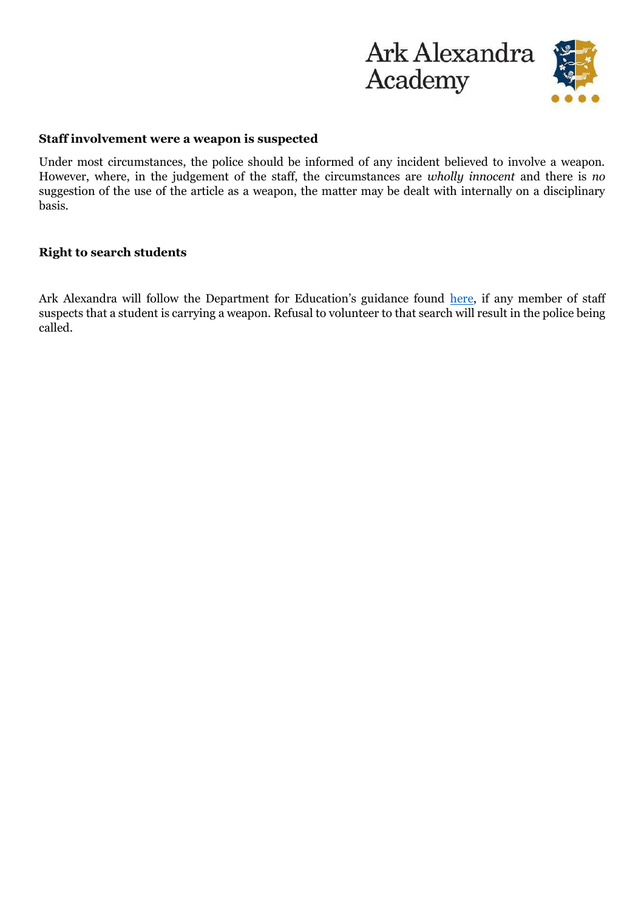**Staff involvement were a weapon is suspected**

Under most circumstances, the police should be informed of any incident believed to involve a weapon. However, where, in the judgement of the staff, the circumstances are *wholly innocent* and there is *no* suggestion of the use of the article as a weapon, the matter may be dealt with internally on a disciplinary basis.

**Right to search students**

Ark Alexandra will follow the Department for Education's guidance found here, if any member of staff suspects that a student is carrying a weapon. Refusal to volunteer to that search will result in the police being called.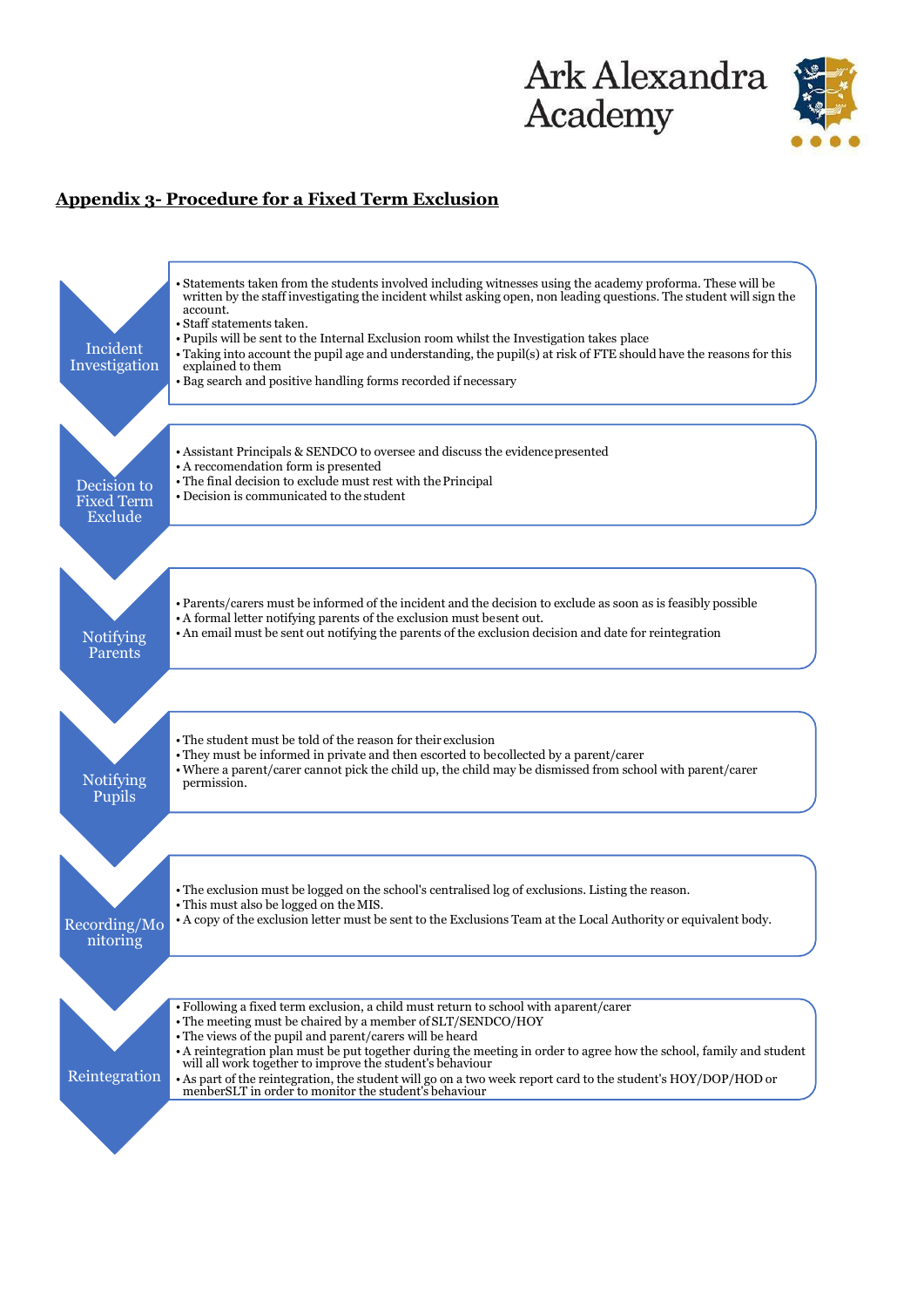Ark Alexandra Academy

## Appendix 3- Procedure for a Fixed Term Exclusion

### Incident Investigation

- Statements taken from the students involved including witnesses using the academy proforma. These will be written by the staff investigating the incident whilst asking open, non leading questions. The student will sign the account.
- Staff statements taken.
- Pupils will be sent to the Internal Exclusion room whilst the Investigation takes place
- Taking into account the pupil age and understanding, the pupil(s) at risk of FTE should have the reasons for this explained to them
- Bag search and positive handling forms recorded if necessary

### Decision to Fixed Term Exclude

- Assistant Principals & SENDCO to oversee and discuss the evidence presented
- A reccomendation form is presented
- The final decision to exclude must rest with the Principal
- Decision is communicated to the student

### Notifying Parents

- Parents/carers must be informed of the incident and the decision to exclude as soon as is feasibly possible
- A formal letter notifying parents of the exclusion must be sent out.
- An email must be sent out notifying the parents of the exclusion decision and date for reintegration

### Notifying Pupils

- The student must be told of the reason for their exclusion
- They must be informed in private and then escorted to be collected by a parent/carer
- Where a parent/carer cannot pick the child up, the child may be dismissed from school with parent/carer permission.

### Recording/Monitoring

- The exclusion must be logged on the school's centralised log of exclusions. Listing the reason.
- This must also be logged on the MIS.
- A copy of the exclusion letter must be sent to the Exclusions Team at the Local Authority or equivalent body.

### Reintegration

- Following a fixed term exclusion, a child must return to school with a parent/carer
- The meeting must be chaired by a member of SLT/SENDCO/HOY
- The views of the pupil and parent/carers will be heard
- A reintegration plan must be put together during the meeting in order to agree how the school, family and student will all work together to improve the student's behaviour
- As part of the reintegration, the student will go on a two week report card to the student's HOY/DOP/HOD or menberSLT in order to monitor the student's behaviour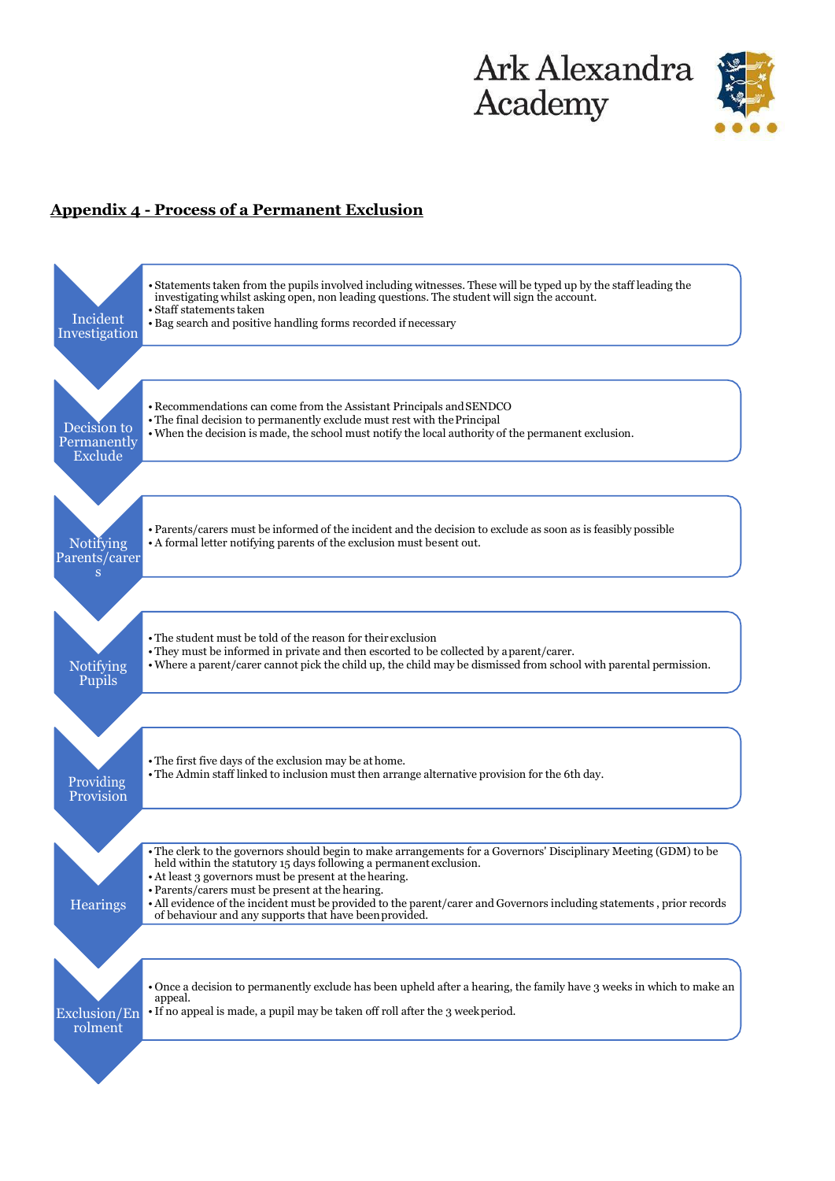## Appendix 4 - Process of a Permanent Exclusion

### Incident Investigation

- Statements taken from the pupils involved including witnesses. These will be typed up by the staff leading the investigating whilst asking open, non leading questions. The student will sign the account.
- Staff statements taken
- Bag search and positive handling forms recorded if necessary

### Decision to Permanently Exclude

- Recommendations can come from the Assistant Principals and SENDCO
- The final decision to permanently exclude must rest with the Principal
- When the decision is made, the school must notify the local authority of the permanent exclusion.

### Notifying Parents/carers

- Parents/carers must be informed of the incident and the decision to exclude as soon as is feasibly possible
- A formal letter notifying parents of the exclusion must be sent out.

### Notifying Pupils

- The student must be told of the reason for their exclusion
- They must be informed in private and then escorted to be collected by a parent/carer.
- Where a parent/carer cannot pick the child up, the child may be dismissed from school with parental permission.

### Providing Provision

- The first five days of the exclusion may be at home.
- The Admin staff linked to inclusion must then arrange alternative provision for the 6th day.

### Hearings

- The clerk to the governors should begin to make arrangements for a Governors' Disciplinary Meeting (GDM) to be held within the statutory 15 days following a permanent exclusion.
- At least 3 governors must be present at the hearing.
- Parents/carers must be present at the hearing.
- All evidence of the incident must be provided to the parent/carer and Governors including statements , prior records of behaviour and any supports that have been provided.

### Exclusion/Enrolment

- Once a decision to permanently exclude has been upheld after a hearing, the family have 3 weeks in which to make an appeal.
- If no appeal is made, a pupil may be taken off roll after the 3 week period.